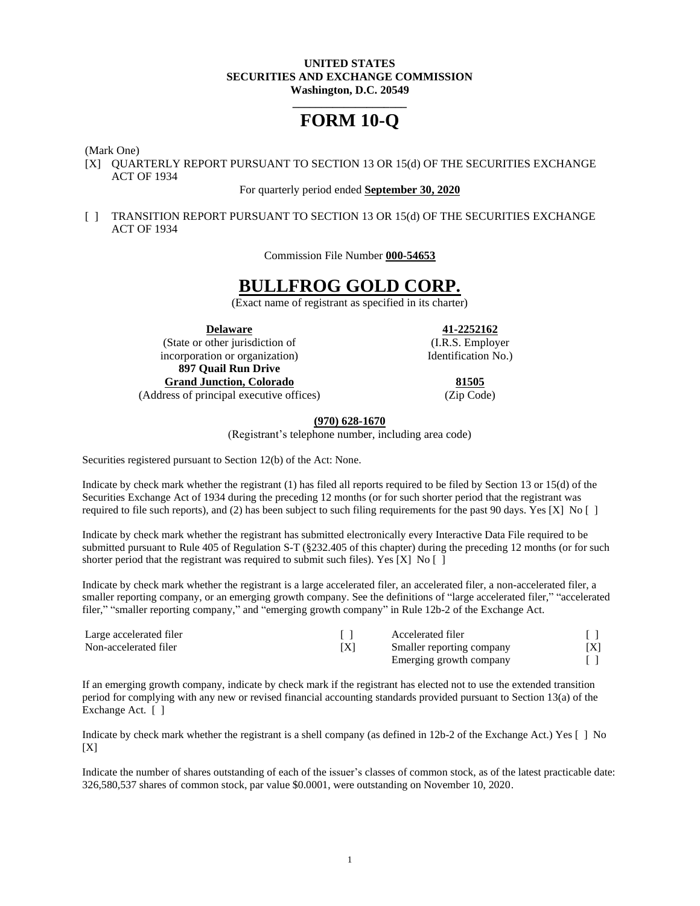**UNITED STATES**
**SECURITIES AND EXCHANGE COMMISSION**
**Washington, D.C. 20549**

# FORM 10-Q

(Mark One)

[X] QUARTERLY REPORT PURSUANT TO SECTION 13 OR 15(d) OF THE SECURITIES EXCHANGE ACT OF 1934

For quarterly period ended **September 30, 2020**

[ ] TRANSITION REPORT PURSUANT TO SECTION 13 OR 15(d) OF THE SECURITIES EXCHANGE ACT OF 1934

Commission File Number **000-54653**

# BULLFROG GOLD CORP.

(Exact name of registrant as specified in its charter)

| | |
|---|---|
| **Delaware** | **41-2252162** |
| (State or other jurisdiction of incorporation or organization) | (I.R.S. Employer Identification No.) |
| **897 Quail Run Drive** | |
| **Grand Junction, Colorado** | **81505** |
| (Address of principal executive offices) | (Zip Code) |

**(970) 628-1670**

(Registrant's telephone number, including area code)

Securities registered pursuant to Section 12(b) of the Act: None.

Indicate by check mark whether the registrant (1) has filed all reports required to be filed by Section 13 or 15(d) of the Securities Exchange Act of 1934 during the preceding 12 months (or for such shorter period that the registrant was required to file such reports), and (2) has been subject to such filing requirements for the past 90 days. Yes [X] No [ ]

Indicate by check mark whether the registrant has submitted electronically every Interactive Data File required to be submitted pursuant to Rule 405 of Regulation S-T (§232.405 of this chapter) during the preceding 12 months (or for such shorter period that the registrant was required to submit such files). Yes [X] No [ ]

Indicate by check mark whether the registrant is a large accelerated filer, an accelerated filer, a non-accelerated filer, a smaller reporting company, or an emerging growth company. See the definitions of "large accelerated filer," "accelerated filer," "smaller reporting company," and "emerging growth company" in Rule 12b-2 of the Exchange Act.

| | | | |
|---|---|---|---|
| Large accelerated filer | [ ] | Accelerated filer | [ ] |
| Non-accelerated filer | [X] | Smaller reporting company | [X] |
| | | Emerging growth company | [ ] |

If an emerging growth company, indicate by check mark if the registrant has elected not to use the extended transition period for complying with any new or revised financial accounting standards provided pursuant to Section 13(a) of the Exchange Act. [ ]

Indicate by check mark whether the registrant is a shell company (as defined in 12b-2 of the Exchange Act.) Yes [ ] No [X]

Indicate the number of shares outstanding of each of the issuer's classes of common stock, as of the latest practicable date: 326,580,537 shares of common stock, par value $0.0001, were outstanding on November 10, 2020.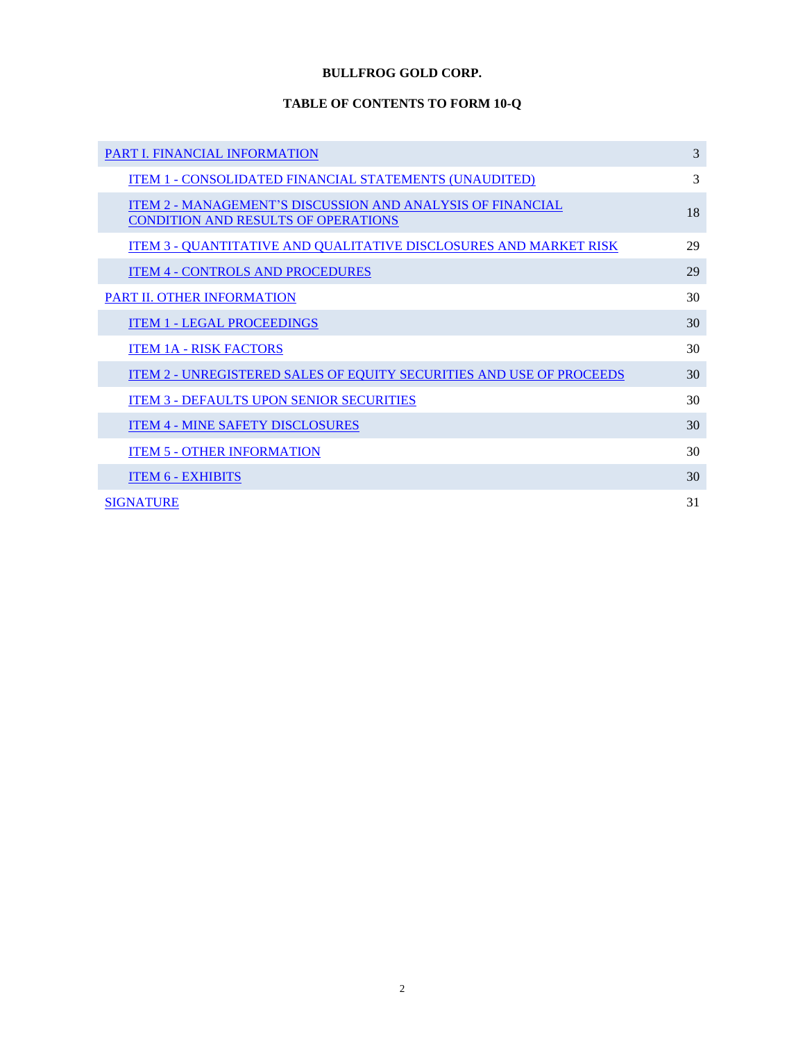**BULLFROG GOLD CORP.**

**TABLE OF CONTENTS TO FORM 10-Q**

| | |
|---|---|
| PART I. FINANCIAL INFORMATION | 3 |
| ITEM 1 - CONSOLIDATED FINANCIAL STATEMENTS (UNAUDITED) | 3 |
| ITEM 2 - MANAGEMENT'S DISCUSSION AND ANALYSIS OF FINANCIAL CONDITION AND RESULTS OF OPERATIONS | 18 |
| ITEM 3 - QUANTITATIVE AND QUALITATIVE DISCLOSURES AND MARKET RISK | 29 |
| ITEM 4 - CONTROLS AND PROCEDURES | 29 |
| PART II. OTHER INFORMATION | 30 |
| ITEM 1 - LEGAL PROCEEDINGS | 30 |
| ITEM 1A - RISK FACTORS | 30 |
| ITEM 2 - UNREGISTERED SALES OF EQUITY SECURITIES AND USE OF PROCEEDS | 30 |
| ITEM 3 - DEFAULTS UPON SENIOR SECURITIES | 30 |
| ITEM 4 - MINE SAFETY DISCLOSURES | 30 |
| ITEM 5 - OTHER INFORMATION | 30 |
| ITEM 6 - EXHIBITS | 30 |
| SIGNATURE | 31 |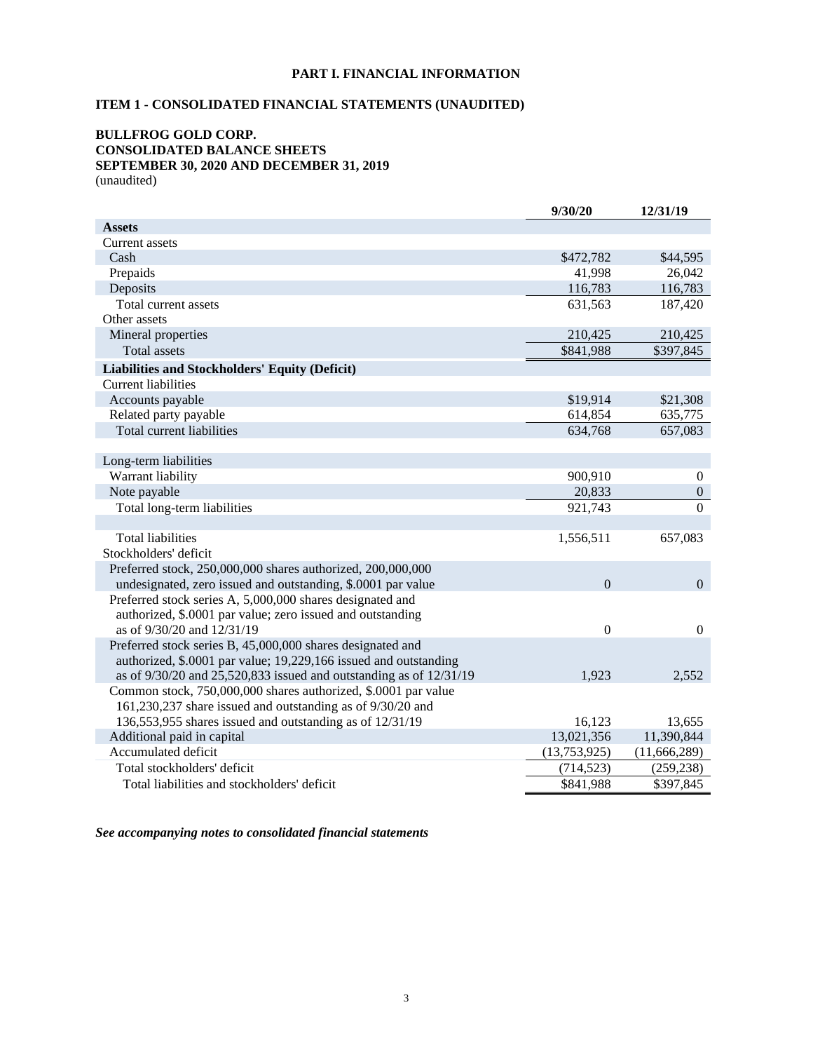# PART I. FINANCIAL INFORMATION

## ITEM 1 - CONSOLIDATED FINANCIAL STATEMENTS (UNAUDITED)

### BULLFROG GOLD CORP.
### CONSOLIDATED BALANCE SHEETS
### SEPTEMBER 30, 2020 AND DECEMBER 31, 2019
(unaudited)

| | 9/30/20 | 12/31/19 |
|---|---|---|
| **Assets** | | |
| Current assets | | |
| Cash | $472,782 | $44,595 |
| Prepaids | 41,998 | 26,042 |
| Deposits | 116,783 | 116,783 |
| Total current assets | 631,563 | 187,420 |
| Other assets | | |
| Mineral properties | 210,425 | 210,425 |
| Total assets | $841,988 | $397,845 |
| **Liabilities and Stockholders' Equity (Deficit)** | | |
| Current liabilities | | |
| Accounts payable | $19,914 | $21,308 |
| Related party payable | 614,854 | 635,775 |
| Total current liabilities | 634,768 | 657,083 |
| | | |
| Long-term liabilities | | |
| Warrant liability | 900,910 | 0 |
| Note payable | 20,833 | 0 |
| Total long-term liabilities | 921,743 | 0 |
| | | |
| Total liabilities | 1,556,511 | 657,083 |
| Stockholders' deficit | | |
| Preferred stock, 250,000,000 shares authorized, 200,000,000 undesignated, zero issued and outstanding, $.0001 par value | 0 | 0 |
| Preferred stock series A, 5,000,000 shares designated and authorized, $.0001 par value; zero issued and outstanding as of 9/30/20 and 12/31/19 | 0 | 0 |
| Preferred stock series B, 45,000,000 shares designated and authorized, $.0001 par value; 19,229,166 issued and outstanding as of 9/30/20 and 25,520,833 issued and outstanding as of 12/31/19 | 1,923 | 2,552 |
| Common stock, 750,000,000 shares authorized, $.0001 par value 161,230,237 share issued and outstanding as of 9/30/20 and 136,553,955 shares issued and outstanding as of 12/31/19 | 16,123 | 13,655 |
| Additional paid in capital | 13,021,356 | 11,390,844 |
| Accumulated deficit | (13,753,925) | (11,666,289) |
| Total stockholders' deficit | (714,523) | (259,238) |
| Total liabilities and stockholders' deficit | $841,988 | $397,845 |

***See accompanying notes to consolidated financial statements***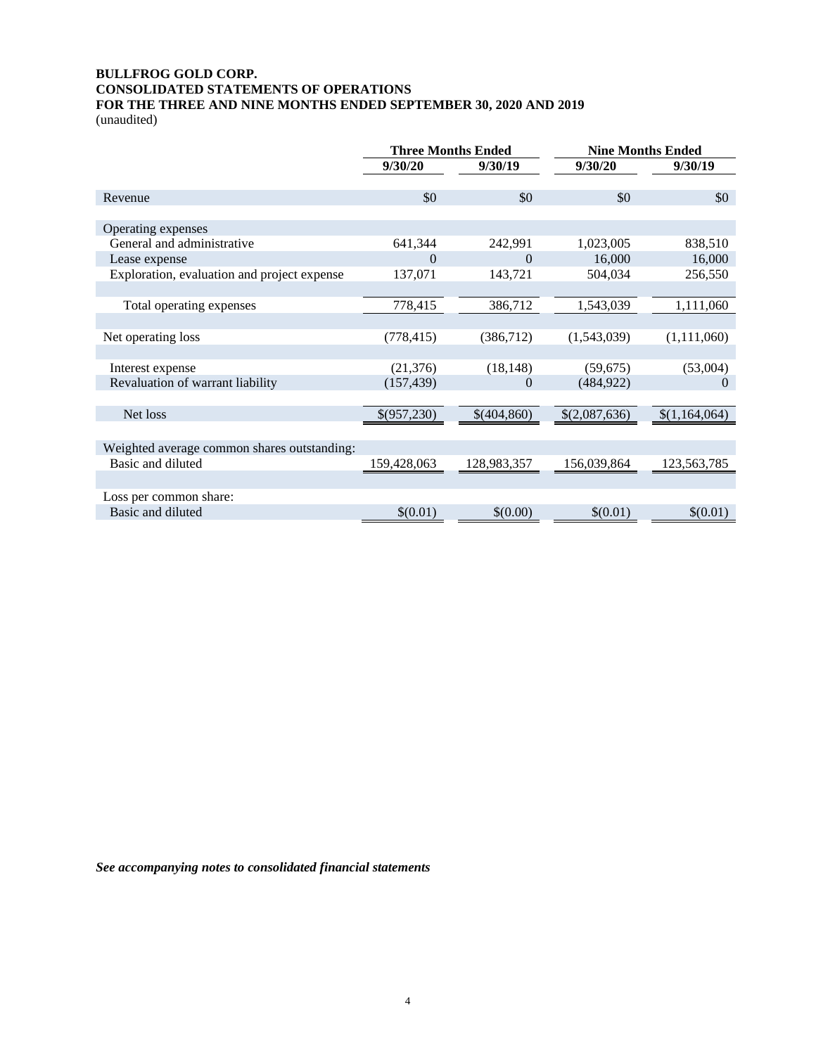**BULLFROG GOLD CORP.**
**CONSOLIDATED STATEMENTS OF OPERATIONS**
**FOR THE THREE AND NINE MONTHS ENDED SEPTEMBER 30, 2020 AND 2019**
(unaudited)

| | Three Months Ended | | Nine Months Ended | |
|---|---|---|---|---|
| | **9/30/20** | **9/30/19** | **9/30/20** | **9/30/19** |
| Revenue | $0 | $0 | $0 | $0 |
| Operating expenses | | | | |
| General and administrative | 641,344 | 242,991 | 1,023,005 | 838,510 |
| Lease expense | 0 | 0 | 16,000 | 16,000 |
| Exploration, evaluation and project expense | 137,071 | 143,721 | 504,034 | 256,550 |
| Total operating expenses | 778,415 | 386,712 | 1,543,039 | 1,111,060 |
| Net operating loss | (778,415) | (386,712) | (1,543,039) | (1,111,060) |
| Interest expense | (21,376) | (18,148) | (59,675) | (53,004) |
| Revaluation of warrant liability | (157,439) | 0 | (484,922) | 0 |
| Net loss | $(957,230) | $(404,860) | $(2,087,636) | $(1,164,064) |
| Weighted average common shares outstanding: | | | | |
| Basic and diluted | 159,428,063 | 128,983,357 | 156,039,864 | 123,563,785 |
| Loss per common share: | | | | |
| Basic and diluted | $(0.01) | $(0.00) | $(0.01) | $(0.01) |

***See accompanying notes to consolidated financial statements***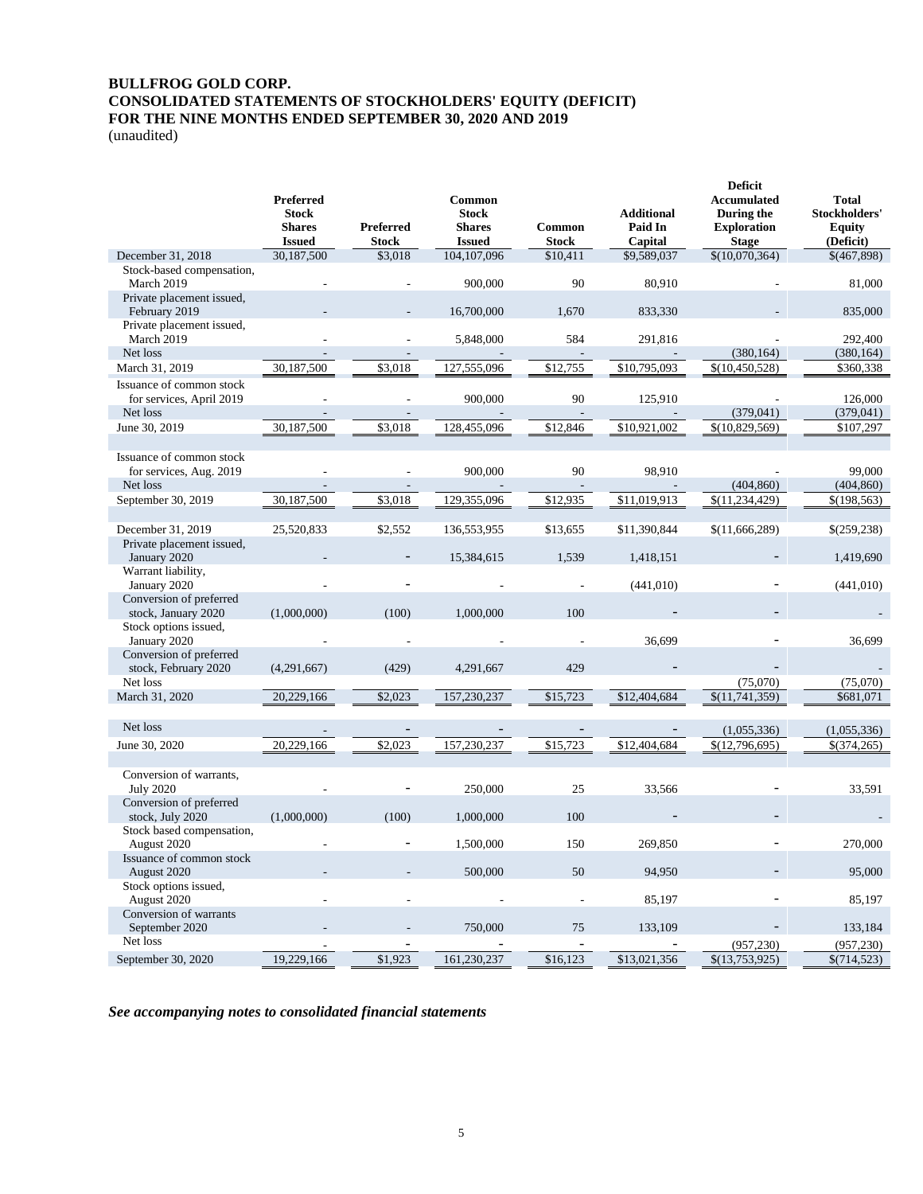**BULLFROG GOLD CORP.**
**CONSOLIDATED STATEMENTS OF STOCKHOLDERS' EQUITY (DEFICIT)**
**FOR THE NINE MONTHS ENDED SEPTEMBER 30, 2020 AND 2019**
(unaudited)

| | Preferred Stock Shares Issued | Preferred Stock | Common Stock Shares Issued | Common Stock | Additional Paid In Capital | Deficit Accumulated During the Exploration Stage | Total Stockholders' Equity (Deficit) |
|---|---|---|---|---|---|---|---|
| December 31, 2018 | 30,187,500 | $3,018 | 104,107,096 | $10,411 | $9,589,037 | $(10,070,364) | $(467,898) |
| Stock-based compensation, March 2019 | - | - | 900,000 | 90 | 80,910 | - | 81,000 |
| Private placement issued, February 2019 | - | - | 16,700,000 | 1,670 | 833,330 | - | 835,000 |
| Private placement issued, March 2019 | - | - | 5,848,000 | 584 | 291,816 | - | 292,400 |
| Net loss | - | - | - | - | - | (380,164) | (380,164) |
| March 31, 2019 | 30,187,500 | $3,018 | 127,555,096 | $12,755 | $10,795,093 | $(10,450,528) | $360,338 |
| Issuance of common stock for services, April 2019 | - | - | 900,000 | 90 | 125,910 | - | 126,000 |
| Net loss | - | - | - | - | - | (379,041) | (379,041) |
| June 30, 2019 | 30,187,500 | $3,018 | 128,455,096 | $12,846 | $10,921,002 | $(10,829,569) | $107,297 |
| Issuance of common stock for services, Aug. 2019 | - | - | 900,000 | 90 | 98,910 | - | 99,000 |
| Net loss | - | - | - | - | - | (404,860) | (404,860) |
| September 30, 2019 | 30,187,500 | $3,018 | 129,355,096 | $12,935 | $11,019,913 | $(11,234,429) | $(198,563) |
| December 31, 2019 | 25,520,833 | $2,552 | 136,553,955 | $13,655 | $11,390,844 | $(11,666,289) | $(259,238) |
| Private placement issued, January 2020 | - | - | 15,384,615 | 1,539 | 1,418,151 | - | 1,419,690 |
| Warrant liability, January 2020 | - | - | - | - | (441,010) | - | (441,010) |
| Conversion of preferred stock, January 2020 | (1,000,000) | (100) | 1,000,000 | 100 | - | - | - |
| Stock options issued, January 2020 | - | - | - | - | 36,699 | - | 36,699 |
| Conversion of preferred stock, February 2020 | (4,291,667) | (429) | 4,291,667 | 429 | - | - | - |
| Net loss | | | | | | (75,070) | (75,070) |
| March 31, 2020 | 20,229,166 | $2,023 | 157,230,237 | $15,723 | $12,404,684 | $(11,741,359) | $681,071 |
| Net loss | - | - | - | - | - | (1,055,336) | (1,055,336) |
| June 30, 2020 | 20,229,166 | $2,023 | 157,230,237 | $15,723 | $12,404,684 | $(12,796,695) | $(374,265) |
| Conversion of warrants, July 2020 | - | - | 250,000 | 25 | 33,566 | - | 33,591 |
| Conversion of preferred stock, July 2020 | (1,000,000) | (100) | 1,000,000 | 100 | - | - | - |
| Stock based compensation, August 2020 | - | - | 1,500,000 | 150 | 269,850 | - | 270,000 |
| Issuance of common stock August 2020 | - | - | 500,000 | 50 | 94,950 | - | 95,000 |
| Stock options issued, August 2020 | - | - | - | - | 85,197 | - | 85,197 |
| Conversion of warrants September 2020 | - | - | 750,000 | 75 | 133,109 | - | 133,184 |
| Net loss | - | - | - | - | - | (957,230) | (957,230) |
| September 30, 2020 | 19,229,166 | $1,923 | 161,230,237 | $16,123 | $13,021,356 | $(13,753,925) | $(714,523) |

***See accompanying notes to consolidated financial statements***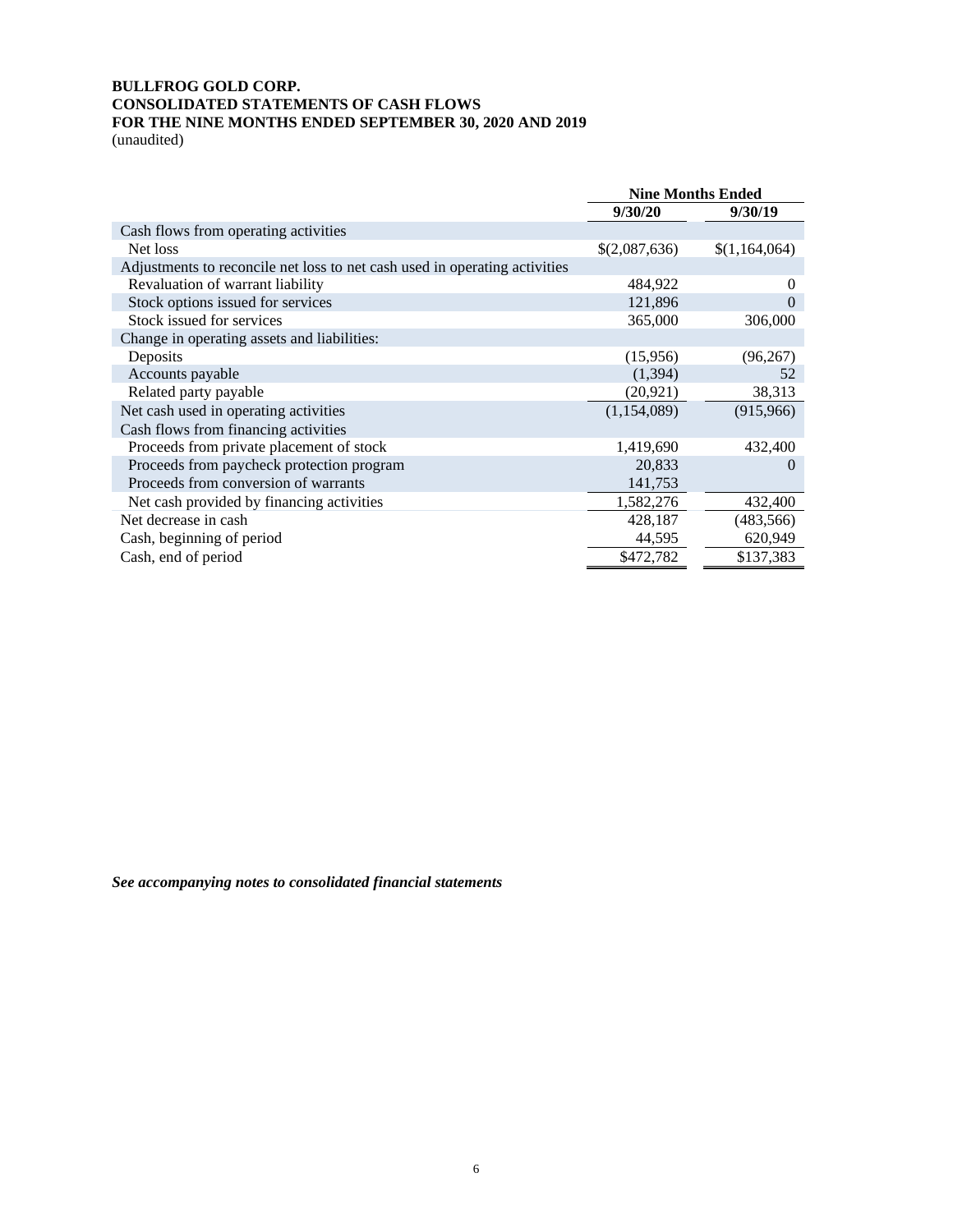**BULLFROG GOLD CORP.**
**CONSOLIDATED STATEMENTS OF CASH FLOWS**
**FOR THE NINE MONTHS ENDED SEPTEMBER 30, 2020 AND 2019**
(unaudited)

| | Nine Months Ended | |
|---|---|---|
| | 9/30/20 | 9/30/19 |
| Cash flows from operating activities | | |
| Net loss | $(2,087,636) | $(1,164,064) |
| Adjustments to reconcile net loss to net cash used in operating activities | | |
| Revaluation of warrant liability | 484,922 | 0 |
| Stock options issued for services | 121,896 | 0 |
| Stock issued for services | 365,000 | 306,000 |
| Change in operating assets and liabilities: | | |
| Deposits | (15,956) | (96,267) |
| Accounts payable | (1,394) | 52 |
| Related party payable | (20,921) | 38,313 |
| Net cash used in operating activities | (1,154,089) | (915,966) |
| Cash flows from financing activities | | |
| Proceeds from private placement of stock | 1,419,690 | 432,400 |
| Proceeds from paycheck protection program | 20,833 | 0 |
| Proceeds from conversion of warrants | 141,753 | |
| Net cash provided by financing activities | 1,582,276 | 432,400 |
| Net decrease in cash | 428,187 | (483,566) |
| Cash, beginning of period | 44,595 | 620,949 |
| Cash, end of period | $472,782 | $137,383 |

***See accompanying notes to consolidated financial statements***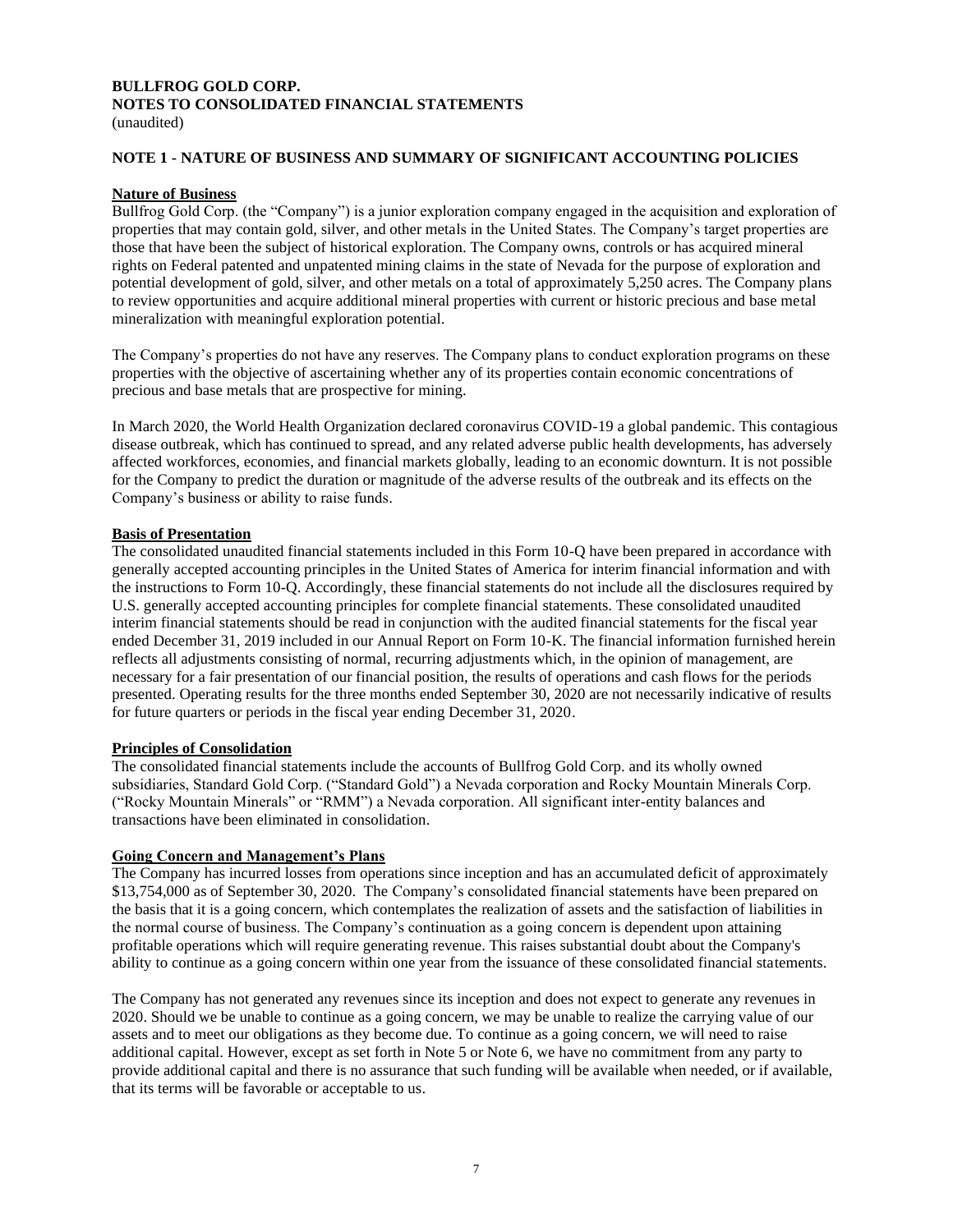**BULLFROG GOLD CORP.**
**NOTES TO CONSOLIDATED FINANCIAL STATEMENTS**
(unaudited)

**NOTE 1 - NATURE OF BUSINESS AND SUMMARY OF SIGNIFICANT ACCOUNTING POLICIES**

**Nature of Business**

Bullfrog Gold Corp. (the "Company") is a junior exploration company engaged in the acquisition and exploration of properties that may contain gold, silver, and other metals in the United States. The Company's target properties are those that have been the subject of historical exploration. The Company owns, controls or has acquired mineral rights on Federal patented and unpatented mining claims in the state of Nevada for the purpose of exploration and potential development of gold, silver, and other metals on a total of approximately 5,250 acres. The Company plans to review opportunities and acquire additional mineral properties with current or historic precious and base metal mineralization with meaningful exploration potential.

The Company's properties do not have any reserves. The Company plans to conduct exploration programs on these properties with the objective of ascertaining whether any of its properties contain economic concentrations of precious and base metals that are prospective for mining.

In March 2020, the World Health Organization declared coronavirus COVID-19 a global pandemic. This contagious disease outbreak, which has continued to spread, and any related adverse public health developments, has adversely affected workforces, economies, and financial markets globally, leading to an economic downturn. It is not possible for the Company to predict the duration or magnitude of the adverse results of the outbreak and its effects on the Company's business or ability to raise funds.

**Basis of Presentation**

The consolidated unaudited financial statements included in this Form 10-Q have been prepared in accordance with generally accepted accounting principles in the United States of America for interim financial information and with the instructions to Form 10-Q. Accordingly, these financial statements do not include all the disclosures required by U.S. generally accepted accounting principles for complete financial statements. These consolidated unaudited interim financial statements should be read in conjunction with the audited financial statements for the fiscal year ended December 31, 2019 included in our Annual Report on Form 10-K. The financial information furnished herein reflects all adjustments consisting of normal, recurring adjustments which, in the opinion of management, are necessary for a fair presentation of our financial position, the results of operations and cash flows for the periods presented. Operating results for the three months ended September 30, 2020 are not necessarily indicative of results for future quarters or periods in the fiscal year ending December 31, 2020.

**Principles of Consolidation**

The consolidated financial statements include the accounts of Bullfrog Gold Corp. and its wholly owned subsidiaries, Standard Gold Corp. ("Standard Gold") a Nevada corporation and Rocky Mountain Minerals Corp. ("Rocky Mountain Minerals" or "RMM") a Nevada corporation. All significant inter-entity balances and transactions have been eliminated in consolidation.

**Going Concern and Management's Plans**

The Company has incurred losses from operations since inception and has an accumulated deficit of approximately $13,754,000 as of September 30, 2020. The Company's consolidated financial statements have been prepared on the basis that it is a going concern, which contemplates the realization of assets and the satisfaction of liabilities in the normal course of business. The Company's continuation as a going concern is dependent upon attaining profitable operations which will require generating revenue. This raises substantial doubt about the Company's ability to continue as a going concern within one year from the issuance of these consolidated financial statements.

The Company has not generated any revenues since its inception and does not expect to generate any revenues in 2020. Should we be unable to continue as a going concern, we may be unable to realize the carrying value of our assets and to meet our obligations as they become due. To continue as a going concern, we will need to raise additional capital. However, except as set forth in Note 5 or Note 6, we have no commitment from any party to provide additional capital and there is no assurance that such funding will be available when needed, or if available, that its terms will be favorable or acceptable to us.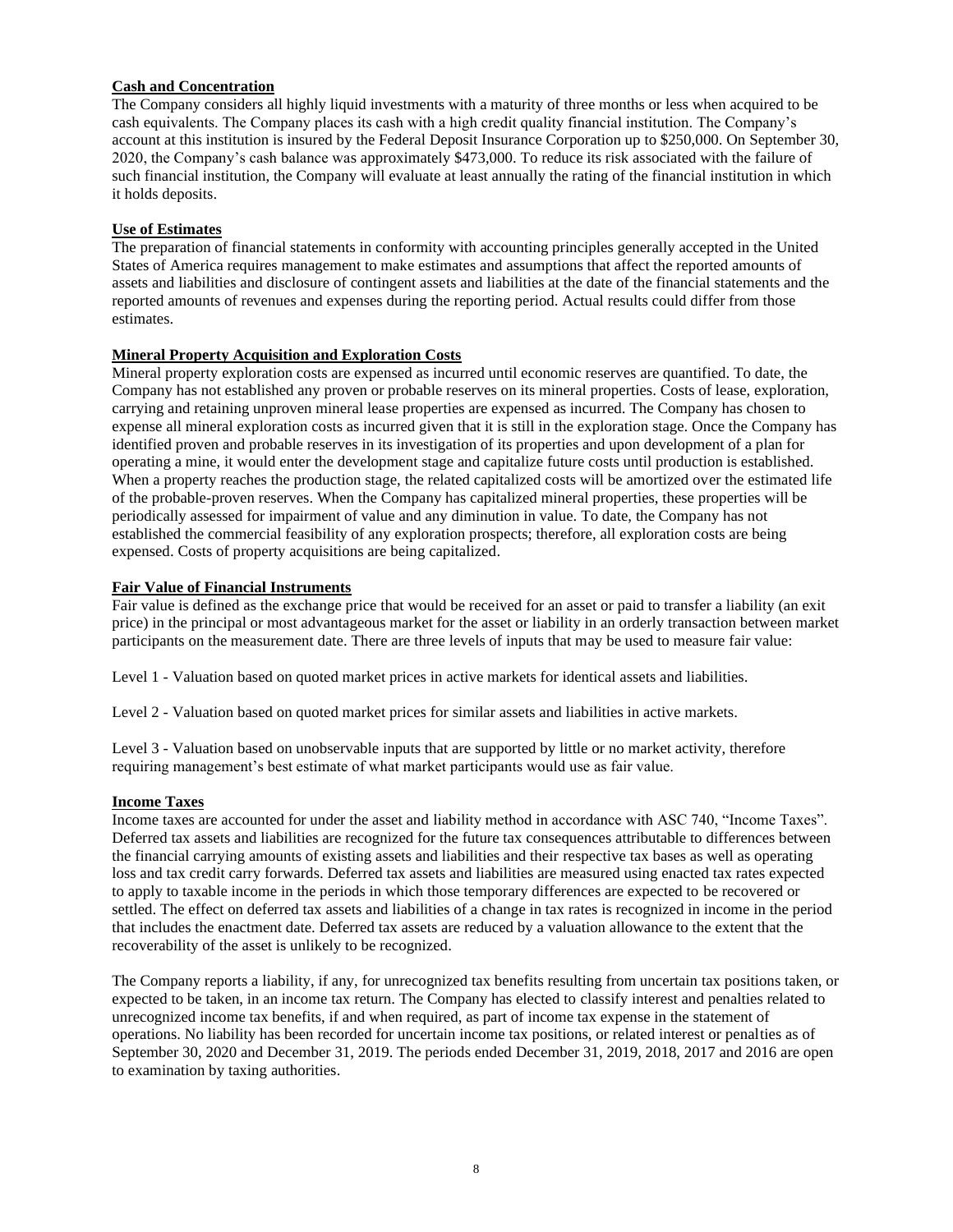**Cash and Concentration**

The Company considers all highly liquid investments with a maturity of three months or less when acquired to be cash equivalents. The Company places its cash with a high credit quality financial institution. The Company's account at this institution is insured by the Federal Deposit Insurance Corporation up to $250,000. On September 30, 2020, the Company's cash balance was approximately $473,000. To reduce its risk associated with the failure of such financial institution, the Company will evaluate at least annually the rating of the financial institution in which it holds deposits.

**Use of Estimates**

The preparation of financial statements in conformity with accounting principles generally accepted in the United States of America requires management to make estimates and assumptions that affect the reported amounts of assets and liabilities and disclosure of contingent assets and liabilities at the date of the financial statements and the reported amounts of revenues and expenses during the reporting period. Actual results could differ from those estimates.

**Mineral Property Acquisition and Exploration Costs**

Mineral property exploration costs are expensed as incurred until economic reserves are quantified. To date, the Company has not established any proven or probable reserves on its mineral properties. Costs of lease, exploration, carrying and retaining unproven mineral lease properties are expensed as incurred. The Company has chosen to expense all mineral exploration costs as incurred given that it is still in the exploration stage. Once the Company has identified proven and probable reserves in its investigation of its properties and upon development of a plan for operating a mine, it would enter the development stage and capitalize future costs until production is established. When a property reaches the production stage, the related capitalized costs will be amortized over the estimated life of the probable-proven reserves. When the Company has capitalized mineral properties, these properties will be periodically assessed for impairment of value and any diminution in value. To date, the Company has not established the commercial feasibility of any exploration prospects; therefore, all exploration costs are being expensed. Costs of property acquisitions are being capitalized.

**Fair Value of Financial Instruments**

Fair value is defined as the exchange price that would be received for an asset or paid to transfer a liability (an exit price) in the principal or most advantageous market for the asset or liability in an orderly transaction between market participants on the measurement date. There are three levels of inputs that may be used to measure fair value:

Level 1 - Valuation based on quoted market prices in active markets for identical assets and liabilities.

Level 2 - Valuation based on quoted market prices for similar assets and liabilities in active markets.

Level 3 - Valuation based on unobservable inputs that are supported by little or no market activity, therefore requiring management's best estimate of what market participants would use as fair value.

**Income Taxes**

Income taxes are accounted for under the asset and liability method in accordance with ASC 740, "Income Taxes". Deferred tax assets and liabilities are recognized for the future tax consequences attributable to differences between the financial carrying amounts of existing assets and liabilities and their respective tax bases as well as operating loss and tax credit carry forwards. Deferred tax assets and liabilities are measured using enacted tax rates expected to apply to taxable income in the periods in which those temporary differences are expected to be recovered or settled. The effect on deferred tax assets and liabilities of a change in tax rates is recognized in income in the period that includes the enactment date. Deferred tax assets are reduced by a valuation allowance to the extent that the recoverability of the asset is unlikely to be recognized.

The Company reports a liability, if any, for unrecognized tax benefits resulting from uncertain tax positions taken, or expected to be taken, in an income tax return. The Company has elected to classify interest and penalties related to unrecognized income tax benefits, if and when required, as part of income tax expense in the statement of operations. No liability has been recorded for uncertain income tax positions, or related interest or penalties as of September 30, 2020 and December 31, 2019. The periods ended December 31, 2019, 2018, 2017 and 2016 are open to examination by taxing authorities.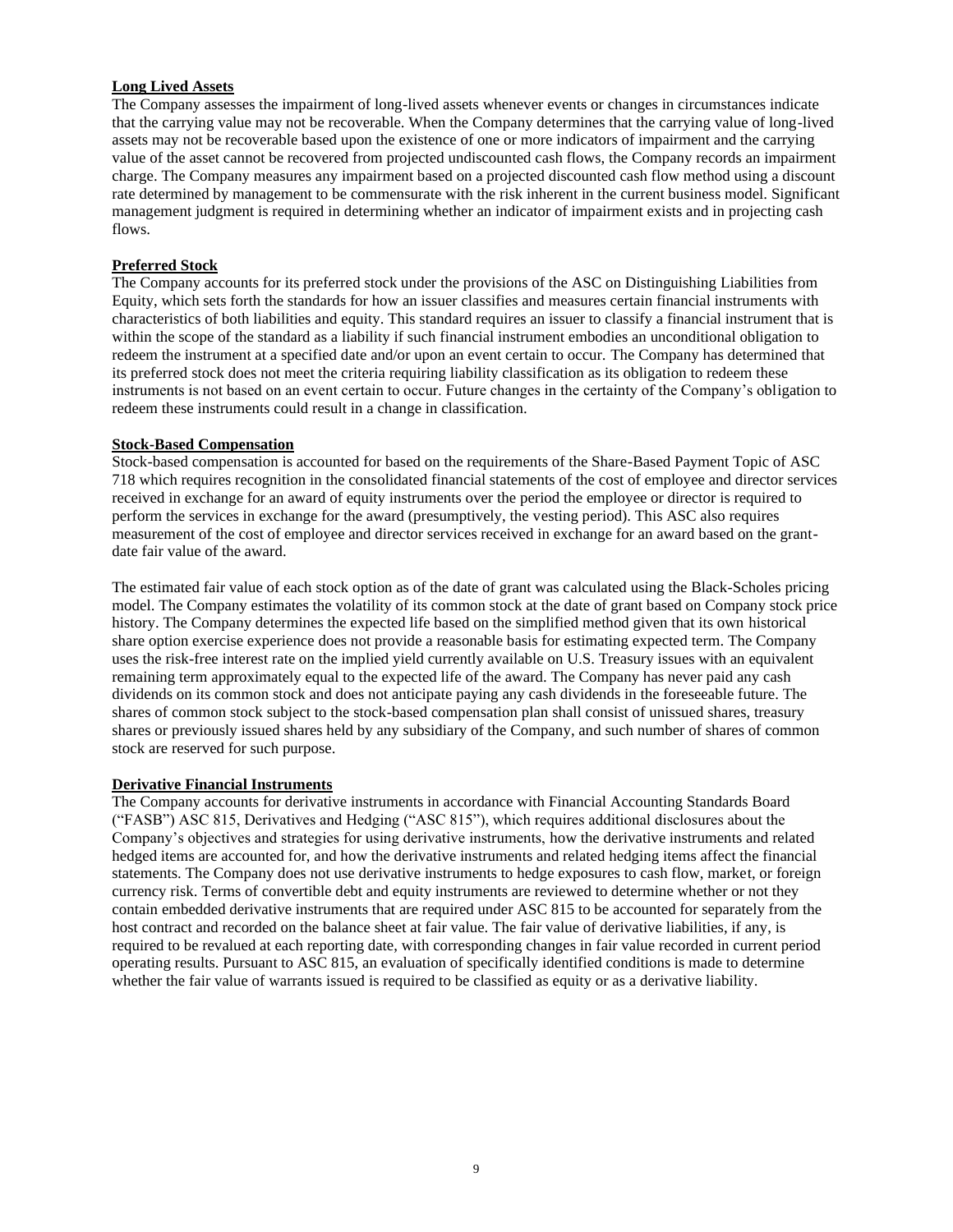**Long Lived Assets**

The Company assesses the impairment of long-lived assets whenever events or changes in circumstances indicate that the carrying value may not be recoverable. When the Company determines that the carrying value of long-lived assets may not be recoverable based upon the existence of one or more indicators of impairment and the carrying value of the asset cannot be recovered from projected undiscounted cash flows, the Company records an impairment charge. The Company measures any impairment based on a projected discounted cash flow method using a discount rate determined by management to be commensurate with the risk inherent in the current business model. Significant management judgment is required in determining whether an indicator of impairment exists and in projecting cash flows.

**Preferred Stock**

The Company accounts for its preferred stock under the provisions of the ASC on Distinguishing Liabilities from Equity, which sets forth the standards for how an issuer classifies and measures certain financial instruments with characteristics of both liabilities and equity. This standard requires an issuer to classify a financial instrument that is within the scope of the standard as a liability if such financial instrument embodies an unconditional obligation to redeem the instrument at a specified date and/or upon an event certain to occur. The Company has determined that its preferred stock does not meet the criteria requiring liability classification as its obligation to redeem these instruments is not based on an event certain to occur. Future changes in the certainty of the Company's obligation to redeem these instruments could result in a change in classification.

**Stock-Based Compensation**

Stock-based compensation is accounted for based on the requirements of the Share-Based Payment Topic of ASC 718 which requires recognition in the consolidated financial statements of the cost of employee and director services received in exchange for an award of equity instruments over the period the employee or director is required to perform the services in exchange for the award (presumptively, the vesting period). This ASC also requires measurement of the cost of employee and director services received in exchange for an award based on the grant-date fair value of the award.

The estimated fair value of each stock option as of the date of grant was calculated using the Black-Scholes pricing model. The Company estimates the volatility of its common stock at the date of grant based on Company stock price history. The Company determines the expected life based on the simplified method given that its own historical share option exercise experience does not provide a reasonable basis for estimating expected term. The Company uses the risk-free interest rate on the implied yield currently available on U.S. Treasury issues with an equivalent remaining term approximately equal to the expected life of the award. The Company has never paid any cash dividends on its common stock and does not anticipate paying any cash dividends in the foreseeable future. The shares of common stock subject to the stock-based compensation plan shall consist of unissued shares, treasury shares or previously issued shares held by any subsidiary of the Company, and such number of shares of common stock are reserved for such purpose.

**Derivative Financial Instruments**

The Company accounts for derivative instruments in accordance with Financial Accounting Standards Board ("FASB") ASC 815, Derivatives and Hedging ("ASC 815"), which requires additional disclosures about the Company's objectives and strategies for using derivative instruments, how the derivative instruments and related hedged items are accounted for, and how the derivative instruments and related hedging items affect the financial statements. The Company does not use derivative instruments to hedge exposures to cash flow, market, or foreign currency risk. Terms of convertible debt and equity instruments are reviewed to determine whether or not they contain embedded derivative instruments that are required under ASC 815 to be accounted for separately from the host contract and recorded on the balance sheet at fair value. The fair value of derivative liabilities, if any, is required to be revalued at each reporting date, with corresponding changes in fair value recorded in current period operating results. Pursuant to ASC 815, an evaluation of specifically identified conditions is made to determine whether the fair value of warrants issued is required to be classified as equity or as a derivative liability.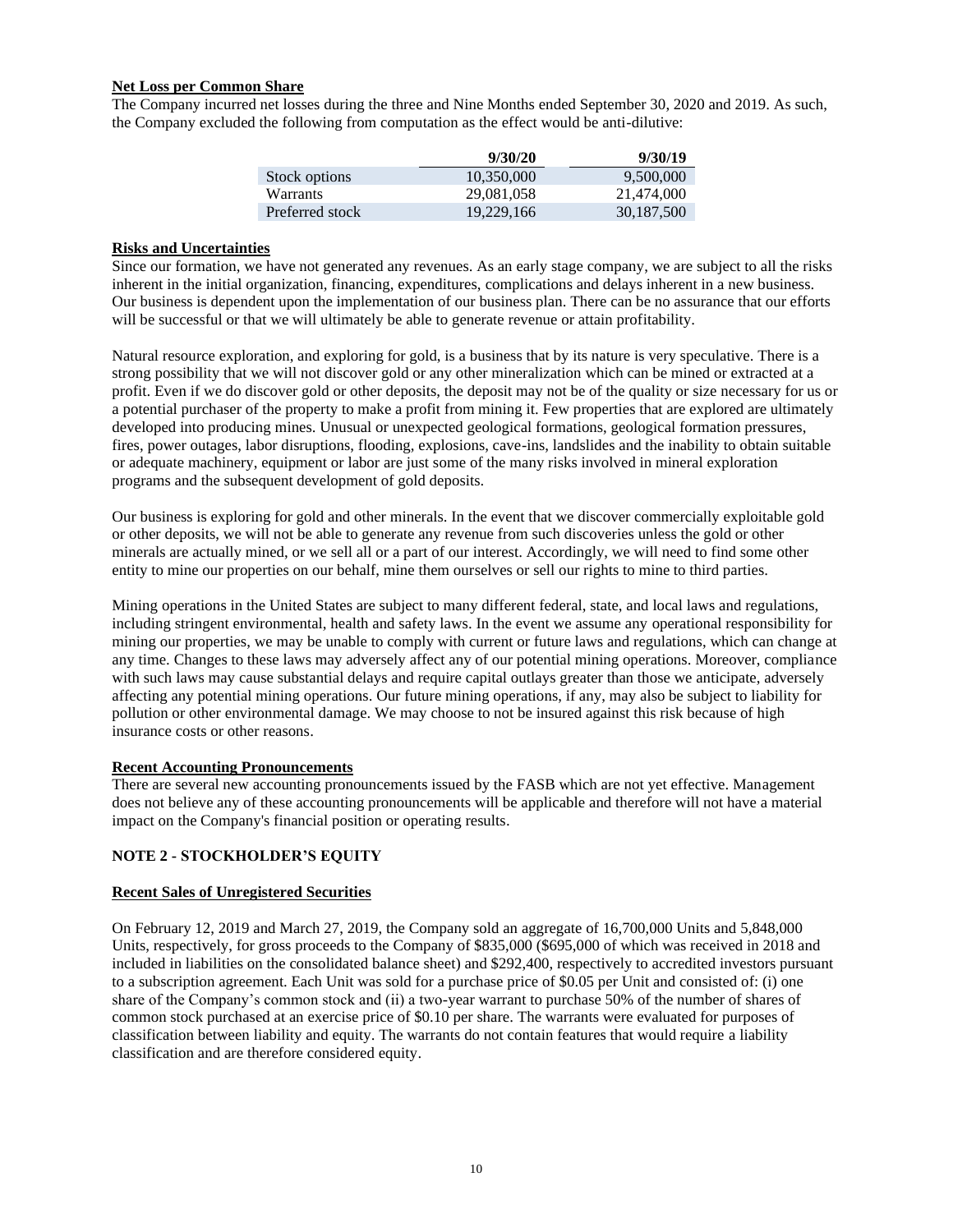**Net Loss per Common Share**

The Company incurred net losses during the three and Nine Months ended September 30, 2020 and 2019. As such, the Company excluded the following from computation as the effect would be anti-dilutive:

| | 9/30/20 | 9/30/19 |
|---|---|---|
| Stock options | 10,350,000 | 9,500,000 |
| Warrants | 29,081,058 | 21,474,000 |
| Preferred stock | 19,229,166 | 30,187,500 |

**Risks and Uncertainties**

Since our formation, we have not generated any revenues. As an early stage company, we are subject to all the risks inherent in the initial organization, financing, expenditures, complications and delays inherent in a new business. Our business is dependent upon the implementation of our business plan. There can be no assurance that our efforts will be successful or that we will ultimately be able to generate revenue or attain profitability.

Natural resource exploration, and exploring for gold, is a business that by its nature is very speculative. There is a strong possibility that we will not discover gold or any other mineralization which can be mined or extracted at a profit. Even if we do discover gold or other deposits, the deposit may not be of the quality or size necessary for us or a potential purchaser of the property to make a profit from mining it. Few properties that are explored are ultimately developed into producing mines. Unusual or unexpected geological formations, geological formation pressures, fires, power outages, labor disruptions, flooding, explosions, cave-ins, landslides and the inability to obtain suitable or adequate machinery, equipment or labor are just some of the many risks involved in mineral exploration programs and the subsequent development of gold deposits.

Our business is exploring for gold and other minerals. In the event that we discover commercially exploitable gold or other deposits, we will not be able to generate any revenue from such discoveries unless the gold or other minerals are actually mined, or we sell all or a part of our interest. Accordingly, we will need to find some other entity to mine our properties on our behalf, mine them ourselves or sell our rights to mine to third parties.

Mining operations in the United States are subject to many different federal, state, and local laws and regulations, including stringent environmental, health and safety laws. In the event we assume any operational responsibility for mining our properties, we may be unable to comply with current or future laws and regulations, which can change at any time. Changes to these laws may adversely affect any of our potential mining operations. Moreover, compliance with such laws may cause substantial delays and require capital outlays greater than those we anticipate, adversely affecting any potential mining operations. Our future mining operations, if any, may also be subject to liability for pollution or other environmental damage. We may choose to not be insured against this risk because of high insurance costs or other reasons.

**Recent Accounting Pronouncements**

There are several new accounting pronouncements issued by the FASB which are not yet effective. Management does not believe any of these accounting pronouncements will be applicable and therefore will not have a material impact on the Company's financial position or operating results.

## NOTE 2 - STOCKHOLDER'S EQUITY

**Recent Sales of Unregistered Securities**

On February 12, 2019 and March 27, 2019, the Company sold an aggregate of 16,700,000 Units and 5,848,000 Units, respectively, for gross proceeds to the Company of $835,000 ($695,000 of which was received in 2018 and included in liabilities on the consolidated balance sheet) and $292,400, respectively to accredited investors pursuant to a subscription agreement. Each Unit was sold for a purchase price of $0.05 per Unit and consisted of: (i) one share of the Company's common stock and (ii) a two-year warrant to purchase 50% of the number of shares of common stock purchased at an exercise price of $0.10 per share. The warrants were evaluated for purposes of classification between liability and equity. The warrants do not contain features that would require a liability classification and are therefore considered equity.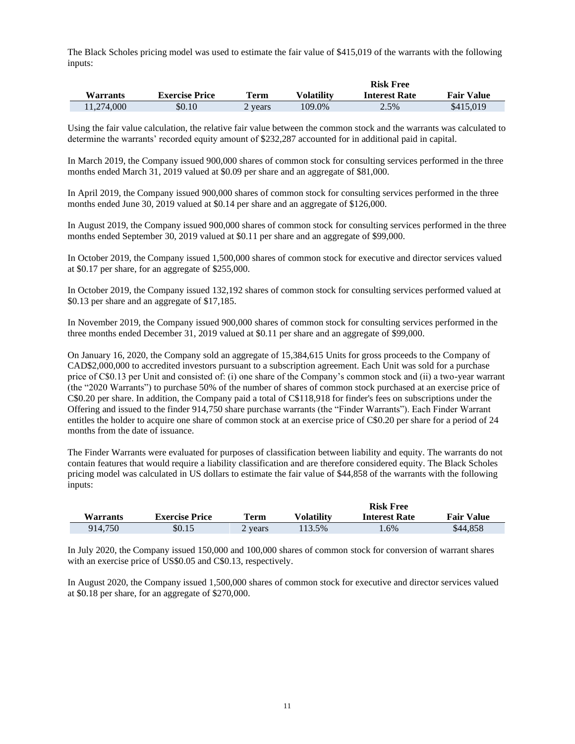The Black Scholes pricing model was used to estimate the fair value of $415,019 of the warrants with the following inputs:

| Warrants | Exercise Price | Term | Volatility | Risk Free Interest Rate | Fair Value |
|---|---|---|---|---|---|
| 11,274,000 | $0.10 | 2 years | 109.0% | 2.5% | $415,019 |

Using the fair value calculation, the relative fair value between the common stock and the warrants was calculated to determine the warrants' recorded equity amount of $232,287 accounted for in additional paid in capital.

In March 2019, the Company issued 900,000 shares of common stock for consulting services performed in the three months ended March 31, 2019 valued at $0.09 per share and an aggregate of $81,000.

In April 2019, the Company issued 900,000 shares of common stock for consulting services performed in the three months ended June 30, 2019 valued at $0.14 per share and an aggregate of $126,000.

In August 2019, the Company issued 900,000 shares of common stock for consulting services performed in the three months ended September 30, 2019 valued at $0.11 per share and an aggregate of $99,000.

In October 2019, the Company issued 1,500,000 shares of common stock for executive and director services valued at $0.17 per share, for an aggregate of $255,000.

In October 2019, the Company issued 132,192 shares of common stock for consulting services performed valued at $0.13 per share and an aggregate of $17,185.

In November 2019, the Company issued 900,000 shares of common stock for consulting services performed in the three months ended December 31, 2019 valued at $0.11 per share and an aggregate of $99,000.

On January 16, 2020, the Company sold an aggregate of 15,384,615 Units for gross proceeds to the Company of CAD$2,000,000 to accredited investors pursuant to a subscription agreement. Each Unit was sold for a purchase price of C$0.13 per Unit and consisted of: (i) one share of the Company's common stock and (ii) a two-year warrant (the "2020 Warrants") to purchase 50% of the number of shares of common stock purchased at an exercise price of C$0.20 per share. In addition, the Company paid a total of C$118,918 for finder's fees on subscriptions under the Offering and issued to the finder 914,750 share purchase warrants (the "Finder Warrants"). Each Finder Warrant entitles the holder to acquire one share of common stock at an exercise price of C$0.20 per share for a period of 24 months from the date of issuance.

The Finder Warrants were evaluated for purposes of classification between liability and equity. The warrants do not contain features that would require a liability classification and are therefore considered equity. The Black Scholes pricing model was calculated in US dollars to estimate the fair value of $44,858 of the warrants with the following inputs:

| Warrants | Exercise Price | Term | Volatility | Risk Free Interest Rate | Fair Value |
|---|---|---|---|---|---|
| 914,750 | $0.15 | 2 years | 113.5% | 1.6% | $44,858 |

In July 2020, the Company issued 150,000 and 100,000 shares of common stock for conversion of warrant shares with an exercise price of US$0.05 and C$0.13, respectively.

In August 2020, the Company issued 1,500,000 shares of common stock for executive and director services valued at $0.18 per share, for an aggregate of $270,000.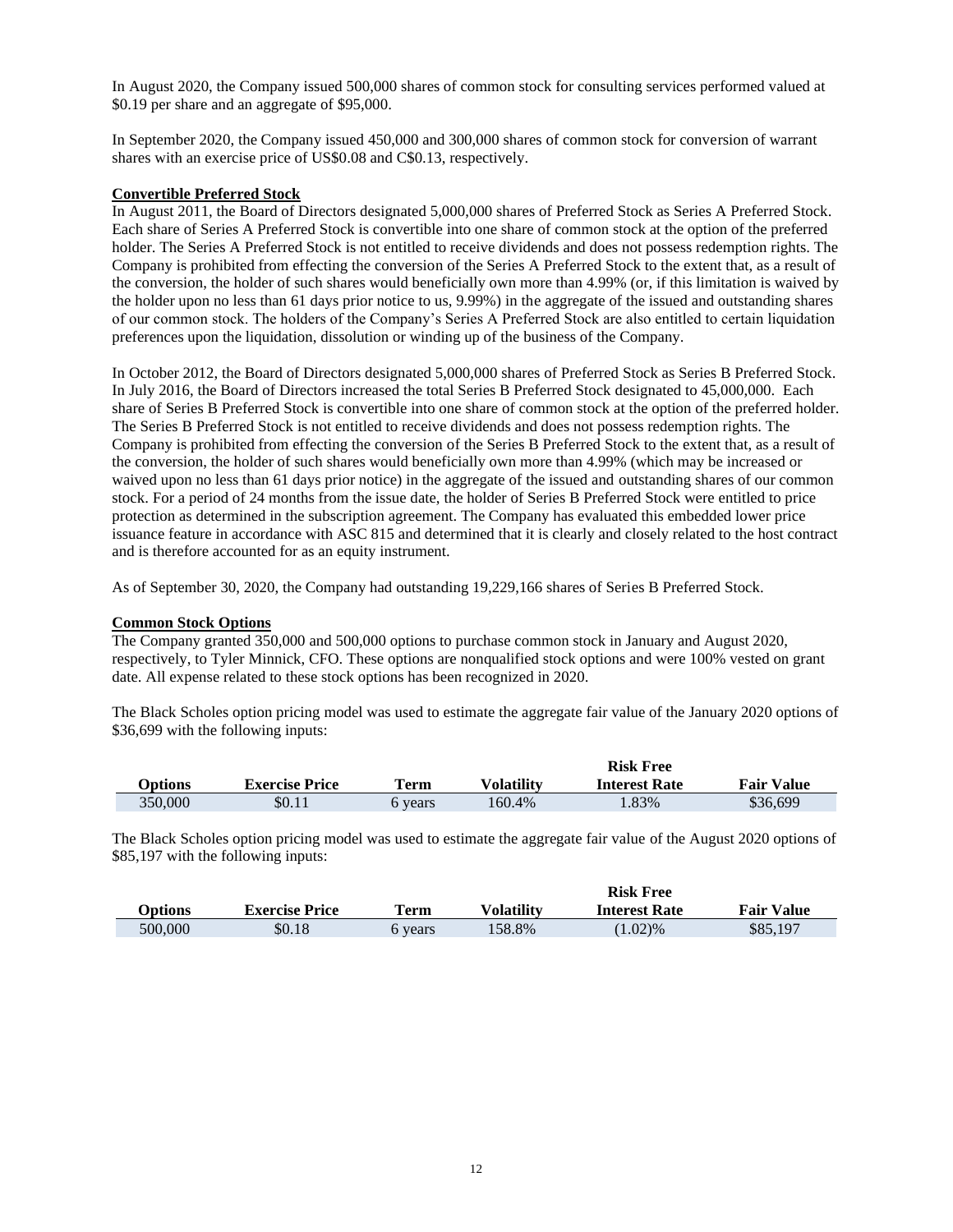In August 2020, the Company issued 500,000 shares of common stock for consulting services performed valued at $0.19 per share and an aggregate of $95,000.

In September 2020, the Company issued 450,000 and 300,000 shares of common stock for conversion of warrant shares with an exercise price of US$0.08 and C$0.13, respectively.

**Convertible Preferred Stock**

In August 2011, the Board of Directors designated 5,000,000 shares of Preferred Stock as Series A Preferred Stock. Each share of Series A Preferred Stock is convertible into one share of common stock at the option of the preferred holder. The Series A Preferred Stock is not entitled to receive dividends and does not possess redemption rights. The Company is prohibited from effecting the conversion of the Series A Preferred Stock to the extent that, as a result of the conversion, the holder of such shares would beneficially own more than 4.99% (or, if this limitation is waived by the holder upon no less than 61 days prior notice to us, 9.99%) in the aggregate of the issued and outstanding shares of our common stock. The holders of the Company's Series A Preferred Stock are also entitled to certain liquidation preferences upon the liquidation, dissolution or winding up of the business of the Company.

In October 2012, the Board of Directors designated 5,000,000 shares of Preferred Stock as Series B Preferred Stock. In July 2016, the Board of Directors increased the total Series B Preferred Stock designated to 45,000,000. Each share of Series B Preferred Stock is convertible into one share of common stock at the option of the preferred holder. The Series B Preferred Stock is not entitled to receive dividends and does not possess redemption rights. The Company is prohibited from effecting the conversion of the Series B Preferred Stock to the extent that, as a result of the conversion, the holder of such shares would beneficially own more than 4.99% (which may be increased or waived upon no less than 61 days prior notice) in the aggregate of the issued and outstanding shares of our common stock. For a period of 24 months from the issue date, the holder of Series B Preferred Stock were entitled to price protection as determined in the subscription agreement. The Company has evaluated this embedded lower price issuance feature in accordance with ASC 815 and determined that it is clearly and closely related to the host contract and is therefore accounted for as an equity instrument.

As of September 30, 2020, the Company had outstanding 19,229,166 shares of Series B Preferred Stock.

**Common Stock Options**

The Company granted 350,000 and 500,000 options to purchase common stock in January and August 2020, respectively, to Tyler Minnick, CFO. These options are nonqualified stock options and were 100% vested on grant date. All expense related to these stock options has been recognized in 2020.

The Black Scholes option pricing model was used to estimate the aggregate fair value of the January 2020 options of $36,699 with the following inputs:

| Options | Exercise Price | Term | Volatility | Risk Free Interest Rate | Fair Value |
|---|---|---|---|---|---|
| 350,000 | $0.11 | 6 years | 160.4% | 1.83% | $36,699 |

The Black Scholes option pricing model was used to estimate the aggregate fair value of the August 2020 options of $85,197 with the following inputs:

| Options | Exercise Price | Term | Volatility | Risk Free Interest Rate | Fair Value |
|---|---|---|---|---|---|
| 500,000 | $0.18 | 6 years | 158.8% | (1.02)% | $85,197 |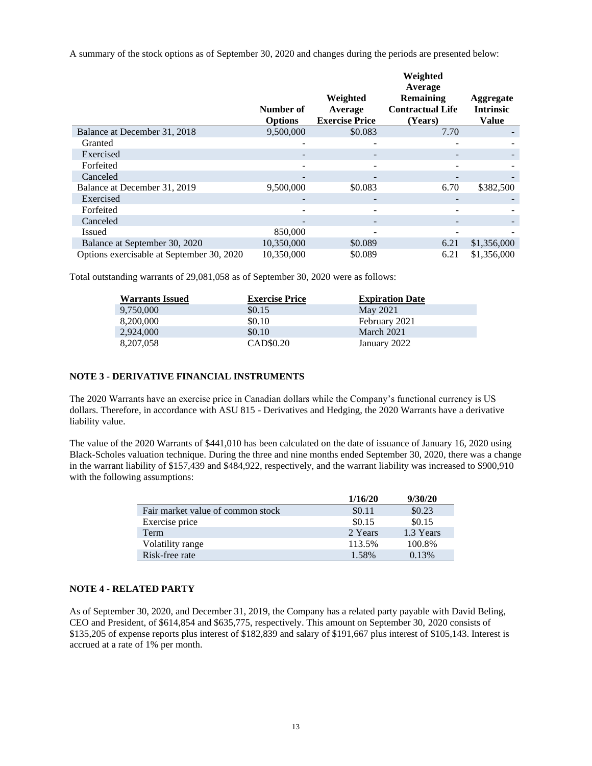A summary of the stock options as of September 30, 2020 and changes during the periods are presented below:

| | Number of Options | Weighted Average Exercise Price | Weighted Average Remaining Contractual Life (Years) | Aggregate Intrinsic Value |
|---|---|---|---|---|
| Balance at December 31, 2018 | 9,500,000 | $0.083 | 7.70 | - |
| Granted | - | - | - | - |
| Exercised | - | - | - | - |
| Forfeited | - | - | - | - |
| Canceled | - | - | - | - |
| Balance at December 31, 2019 | 9,500,000 | $0.083 | 6.70 | $382,500 |
| Exercised | - | - | - | - |
| Forfeited | - | - | - | - |
| Canceled | - | - | - | - |
| Issued | 850,000 | - | - | - |
| Balance at September 30, 2020 | 10,350,000 | $0.089 | 6.21 | $1,356,000 |
| Options exercisable at September 30, 2020 | 10,350,000 | $0.089 | 6.21 | $1,356,000 |

Total outstanding warrants of 29,081,058 as of September 30, 2020 were as follows:

| Warrants Issued | Exercise Price | Expiration Date |
|---|---|---|
| 9,750,000 | $0.15 | May 2021 |
| 8,200,000 | $0.10 | February 2021 |
| 2,924,000 | $0.10 | March 2021 |
| 8,207,058 | CAD$0.20 | January 2022 |

## NOTE 3 - DERIVATIVE FINANCIAL INSTRUMENTS

The 2020 Warrants have an exercise price in Canadian dollars while the Company's functional currency is US dollars. Therefore, in accordance with ASU 815 - Derivatives and Hedging, the 2020 Warrants have a derivative liability value.

The value of the 2020 Warrants of $441,010 has been calculated on the date of issuance of January 16, 2020 using Black-Scholes valuation technique. During the three and nine months ended September 30, 2020, there was a change in the warrant liability of $157,439 and $484,922, respectively, and the warrant liability was increased to $900,910 with the following assumptions:

| | 1/16/20 | 9/30/20 |
|---|---|---|
| Fair market value of common stock | $0.11 | $0.23 |
| Exercise price | $0.15 | $0.15 |
| Term | 2 Years | 1.3 Years |
| Volatility range | 113.5% | 100.8% |
| Risk-free rate | 1.58% | 0.13% |

## NOTE 4 - RELATED PARTY

As of September 30, 2020, and December 31, 2019, the Company has a related party payable with David Beling, CEO and President, of $614,854 and $635,775, respectively. This amount on September 30, 2020 consists of $135,205 of expense reports plus interest of $182,839 and salary of $191,667 plus interest of $105,143. Interest is accrued at a rate of 1% per month.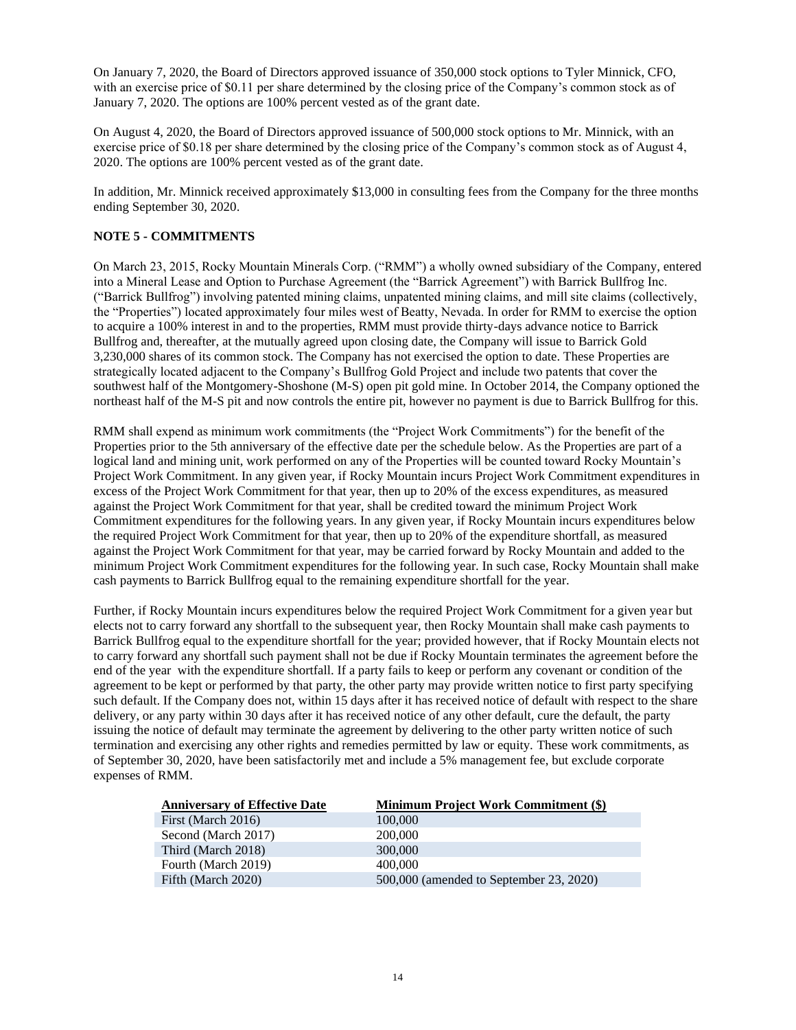On January 7, 2020, the Board of Directors approved issuance of 350,000 stock options to Tyler Minnick, CFO, with an exercise price of $0.11 per share determined by the closing price of the Company's common stock as of January 7, 2020. The options are 100% percent vested as of the grant date.

On August 4, 2020, the Board of Directors approved issuance of 500,000 stock options to Mr. Minnick, with an exercise price of $0.18 per share determined by the closing price of the Company's common stock as of August 4, 2020. The options are 100% percent vested as of the grant date.

In addition, Mr. Minnick received approximately $13,000 in consulting fees from the Company for the three months ending September 30, 2020.

**NOTE 5 - COMMITMENTS**

On March 23, 2015, Rocky Mountain Minerals Corp. ("RMM") a wholly owned subsidiary of the Company, entered into a Mineral Lease and Option to Purchase Agreement (the "Barrick Agreement") with Barrick Bullfrog Inc. ("Barrick Bullfrog") involving patented mining claims, unpatented mining claims, and mill site claims (collectively, the "Properties") located approximately four miles west of Beatty, Nevada. In order for RMM to exercise the option to acquire a 100% interest in and to the properties, RMM must provide thirty-days advance notice to Barrick Bullfrog and, thereafter, at the mutually agreed upon closing date, the Company will issue to Barrick Gold 3,230,000 shares of its common stock. The Company has not exercised the option to date. These Properties are strategically located adjacent to the Company's Bullfrog Gold Project and include two patents that cover the southwest half of the Montgomery-Shoshone (M-S) open pit gold mine. In October 2014, the Company optioned the northeast half of the M-S pit and now controls the entire pit, however no payment is due to Barrick Bullfrog for this.

RMM shall expend as minimum work commitments (the "Project Work Commitments") for the benefit of the Properties prior to the 5th anniversary of the effective date per the schedule below. As the Properties are part of a logical land and mining unit, work performed on any of the Properties will be counted toward Rocky Mountain's Project Work Commitment. In any given year, if Rocky Mountain incurs Project Work Commitment expenditures in excess of the Project Work Commitment for that year, then up to 20% of the excess expenditures, as measured against the Project Work Commitment for that year, shall be credited toward the minimum Project Work Commitment expenditures for the following years. In any given year, if Rocky Mountain incurs expenditures below the required Project Work Commitment for that year, then up to 20% of the expenditure shortfall, as measured against the Project Work Commitment for that year, may be carried forward by Rocky Mountain and added to the minimum Project Work Commitment expenditures for the following year. In such case, Rocky Mountain shall make cash payments to Barrick Bullfrog equal to the remaining expenditure shortfall for the year.

Further, if Rocky Mountain incurs expenditures below the required Project Work Commitment for a given year but elects not to carry forward any shortfall to the subsequent year, then Rocky Mountain shall make cash payments to Barrick Bullfrog equal to the expenditure shortfall for the year; provided however, that if Rocky Mountain elects not to carry forward any shortfall such payment shall not be due if Rocky Mountain terminates the agreement before the end of the year with the expenditure shortfall. If a party fails to keep or perform any covenant or condition of the agreement to be kept or performed by that party, the other party may provide written notice to first party specifying such default. If the Company does not, within 15 days after it has received notice of default with respect to the share delivery, or any party within 30 days after it has received notice of any other default, cure the default, the party issuing the notice of default may terminate the agreement by delivering to the other party written notice of such termination and exercising any other rights and remedies permitted by law or equity. These work commitments, as of September 30, 2020, have been satisfactorily met and include a 5% management fee, but exclude corporate expenses of RMM.

| Anniversary of Effective Date | Minimum Project Work Commitment ($) |
|---|---|
| First (March 2016) | 100,000 |
| Second (March 2017) | 200,000 |
| Third (March 2018) | 300,000 |
| Fourth (March 2019) | 400,000 |
| Fifth (March 2020) | 500,000 (amended to September 23, 2020) |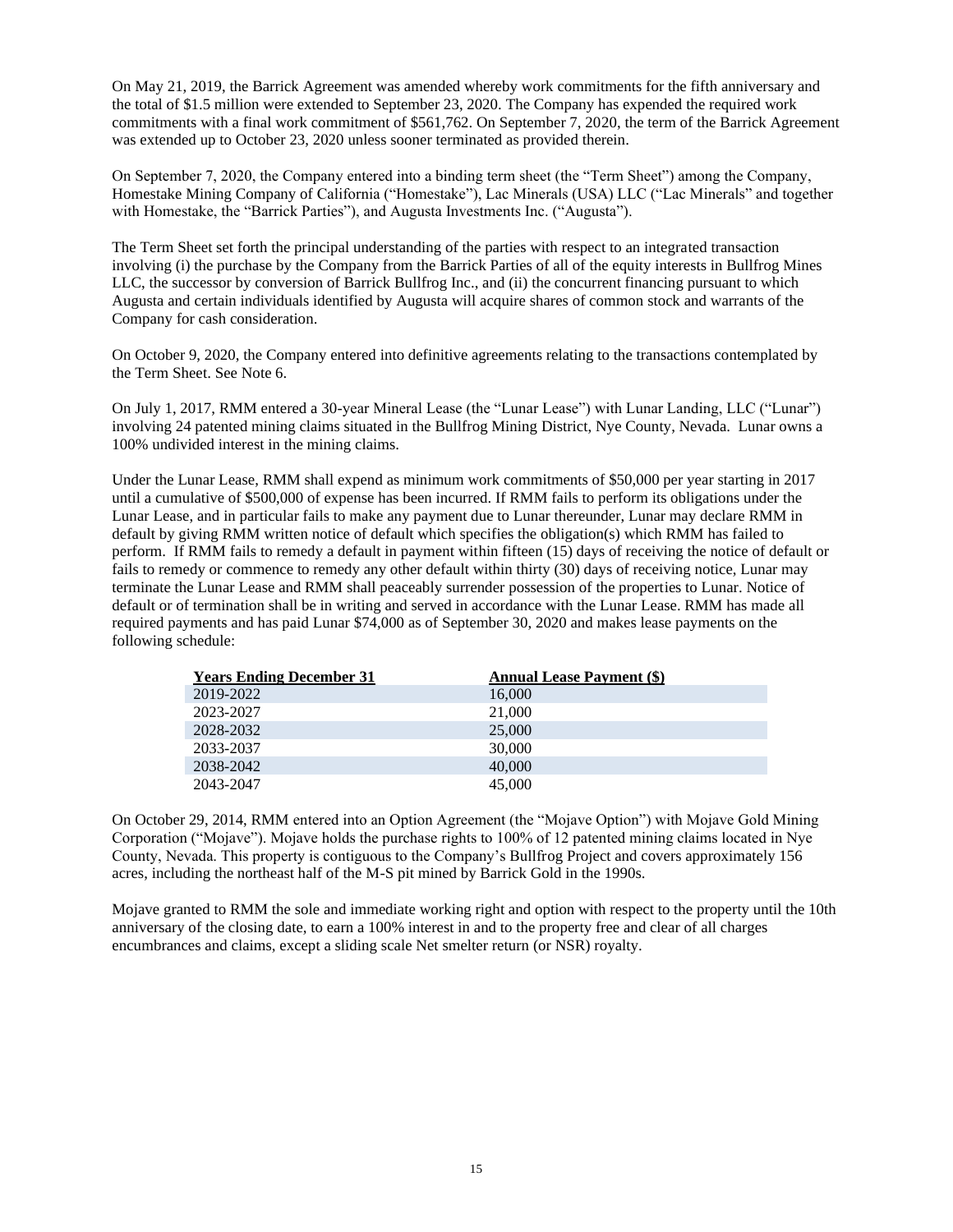On May 21, 2019, the Barrick Agreement was amended whereby work commitments for the fifth anniversary and the total of $1.5 million were extended to September 23, 2020. The Company has expended the required work commitments with a final work commitment of $561,762. On September 7, 2020, the term of the Barrick Agreement was extended up to October 23, 2020 unless sooner terminated as provided therein.

On September 7, 2020, the Company entered into a binding term sheet (the "Term Sheet") among the Company, Homestake Mining Company of California ("Homestake"), Lac Minerals (USA) LLC ("Lac Minerals" and together with Homestake, the "Barrick Parties"), and Augusta Investments Inc. ("Augusta").

The Term Sheet set forth the principal understanding of the parties with respect to an integrated transaction involving (i) the purchase by the Company from the Barrick Parties of all of the equity interests in Bullfrog Mines LLC, the successor by conversion of Barrick Bullfrog Inc., and (ii) the concurrent financing pursuant to which Augusta and certain individuals identified by Augusta will acquire shares of common stock and warrants of the Company for cash consideration.

On October 9, 2020, the Company entered into definitive agreements relating to the transactions contemplated by the Term Sheet. See Note 6.

On July 1, 2017, RMM entered a 30-year Mineral Lease (the "Lunar Lease") with Lunar Landing, LLC ("Lunar") involving 24 patented mining claims situated in the Bullfrog Mining District, Nye County, Nevada. Lunar owns a 100% undivided interest in the mining claims.

Under the Lunar Lease, RMM shall expend as minimum work commitments of $50,000 per year starting in 2017 until a cumulative of $500,000 of expense has been incurred. If RMM fails to perform its obligations under the Lunar Lease, and in particular fails to make any payment due to Lunar thereunder, Lunar may declare RMM in default by giving RMM written notice of default which specifies the obligation(s) which RMM has failed to perform. If RMM fails to remedy a default in payment within fifteen (15) days of receiving the notice of default or fails to remedy or commence to remedy any other default within thirty (30) days of receiving notice, Lunar may terminate the Lunar Lease and RMM shall peaceably surrender possession of the properties to Lunar. Notice of default or of termination shall be in writing and served in accordance with the Lunar Lease. RMM has made all required payments and has paid Lunar $74,000 as of September 30, 2020 and makes lease payments on the following schedule:

| Years Ending December 31 | Annual Lease Payment ($) |
|---|---|
| 2019-2022 | 16,000 |
| 2023-2027 | 21,000 |
| 2028-2032 | 25,000 |
| 2033-2037 | 30,000 |
| 2038-2042 | 40,000 |
| 2043-2047 | 45,000 |

On October 29, 2014, RMM entered into an Option Agreement (the "Mojave Option") with Mojave Gold Mining Corporation ("Mojave"). Mojave holds the purchase rights to 100% of 12 patented mining claims located in Nye County, Nevada. This property is contiguous to the Company's Bullfrog Project and covers approximately 156 acres, including the northeast half of the M-S pit mined by Barrick Gold in the 1990s.

Mojave granted to RMM the sole and immediate working right and option with respect to the property until the 10th anniversary of the closing date, to earn a 100% interest in and to the property free and clear of all charges encumbrances and claims, except a sliding scale Net smelter return (or NSR) royalty.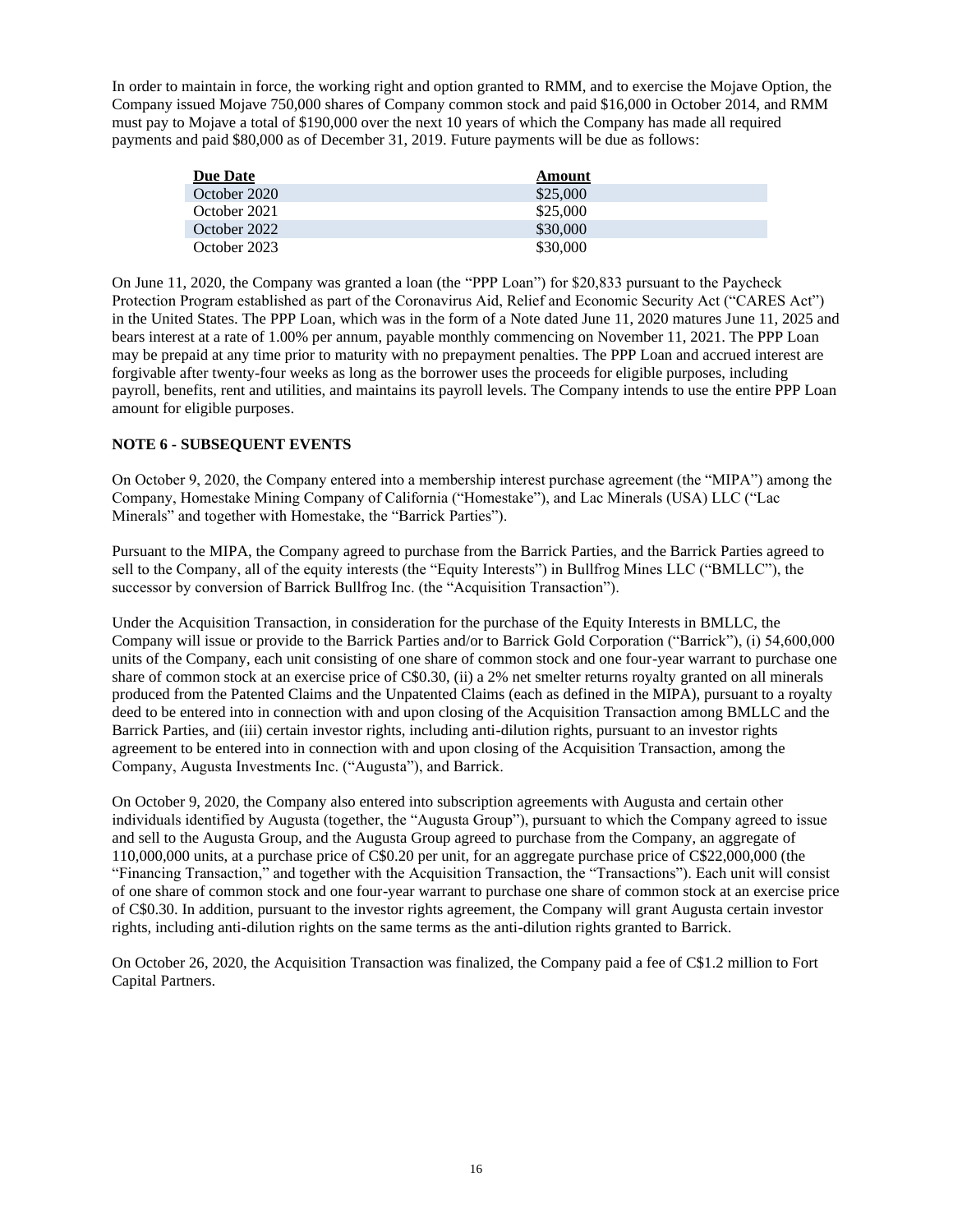In order to maintain in force, the working right and option granted to RMM, and to exercise the Mojave Option, the Company issued Mojave 750,000 shares of Company common stock and paid $16,000 in October 2014, and RMM must pay to Mojave a total of $190,000 over the next 10 years of which the Company has made all required payments and paid $80,000 as of December 31, 2019. Future payments will be due as follows:

| Due Date | Amount |
|---|---|
| October 2020 | $25,000 |
| October 2021 | $25,000 |
| October 2022 | $30,000 |
| October 2023 | $30,000 |

On June 11, 2020, the Company was granted a loan (the "PPP Loan") for $20,833 pursuant to the Paycheck Protection Program established as part of the Coronavirus Aid, Relief and Economic Security Act ("CARES Act") in the United States. The PPP Loan, which was in the form of a Note dated June 11, 2020 matures June 11, 2025 and bears interest at a rate of 1.00% per annum, payable monthly commencing on November 11, 2021. The PPP Loan may be prepaid at any time prior to maturity with no prepayment penalties. The PPP Loan and accrued interest are forgivable after twenty-four weeks as long as the borrower uses the proceeds for eligible purposes, including payroll, benefits, rent and utilities, and maintains its payroll levels. The Company intends to use the entire PPP Loan amount for eligible purposes.

**NOTE 6 - SUBSEQUENT EVENTS**

On October 9, 2020, the Company entered into a membership interest purchase agreement (the "MIPA") among the Company, Homestake Mining Company of California ("Homestake"), and Lac Minerals (USA) LLC ("Lac Minerals" and together with Homestake, the "Barrick Parties").

Pursuant to the MIPA, the Company agreed to purchase from the Barrick Parties, and the Barrick Parties agreed to sell to the Company, all of the equity interests (the "Equity Interests") in Bullfrog Mines LLC ("BMLLC"), the successor by conversion of Barrick Bullfrog Inc. (the "Acquisition Transaction").

Under the Acquisition Transaction, in consideration for the purchase of the Equity Interests in BMLLC, the Company will issue or provide to the Barrick Parties and/or to Barrick Gold Corporation ("Barrick"), (i) 54,600,000 units of the Company, each unit consisting of one share of common stock and one four-year warrant to purchase one share of common stock at an exercise price of C$0.30, (ii) a 2% net smelter returns royalty granted on all minerals produced from the Patented Claims and the Unpatented Claims (each as defined in the MIPA), pursuant to a royalty deed to be entered into in connection with and upon closing of the Acquisition Transaction among BMLLC and the Barrick Parties, and (iii) certain investor rights, including anti-dilution rights, pursuant to an investor rights agreement to be entered into in connection with and upon closing of the Acquisition Transaction, among the Company, Augusta Investments Inc. ("Augusta"), and Barrick.

On October 9, 2020, the Company also entered into subscription agreements with Augusta and certain other individuals identified by Augusta (together, the "Augusta Group"), pursuant to which the Company agreed to issue and sell to the Augusta Group, and the Augusta Group agreed to purchase from the Company, an aggregate of 110,000,000 units, at a purchase price of C$0.20 per unit, for an aggregate purchase price of C$22,000,000 (the "Financing Transaction," and together with the Acquisition Transaction, the "Transactions"). Each unit will consist of one share of common stock and one four-year warrant to purchase one share of common stock at an exercise price of C$0.30. In addition, pursuant to the investor rights agreement, the Company will grant Augusta certain investor rights, including anti-dilution rights on the same terms as the anti-dilution rights granted to Barrick.

On October 26, 2020, the Acquisition Transaction was finalized, the Company paid a fee of C$1.2 million to Fort Capital Partners.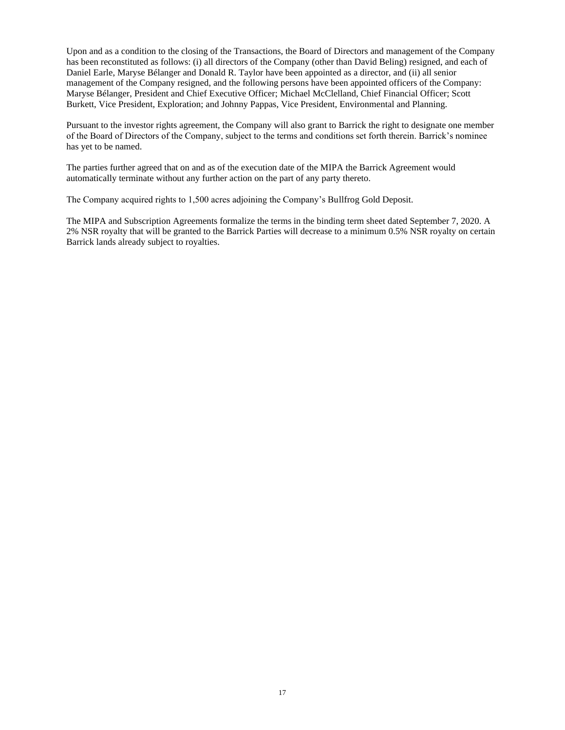Upon and as a condition to the closing of the Transactions, the Board of Directors and management of the Company has been reconstituted as follows: (i) all directors of the Company (other than David Beling) resigned, and each of Daniel Earle, Maryse Bélanger and Donald R. Taylor have been appointed as a director, and (ii) all senior management of the Company resigned, and the following persons have been appointed officers of the Company: Maryse Bélanger, President and Chief Executive Officer; Michael McClelland, Chief Financial Officer; Scott Burkett, Vice President, Exploration; and Johnny Pappas, Vice President, Environmental and Planning.

Pursuant to the investor rights agreement, the Company will also grant to Barrick the right to designate one member of the Board of Directors of the Company, subject to the terms and conditions set forth therein. Barrick's nominee has yet to be named.

The parties further agreed that on and as of the execution date of the MIPA the Barrick Agreement would automatically terminate without any further action on the part of any party thereto.

The Company acquired rights to 1,500 acres adjoining the Company's Bullfrog Gold Deposit.

The MIPA and Subscription Agreements formalize the terms in the binding term sheet dated September 7, 2020. A 2% NSR royalty that will be granted to the Barrick Parties will decrease to a minimum 0.5% NSR royalty on certain Barrick lands already subject to royalties.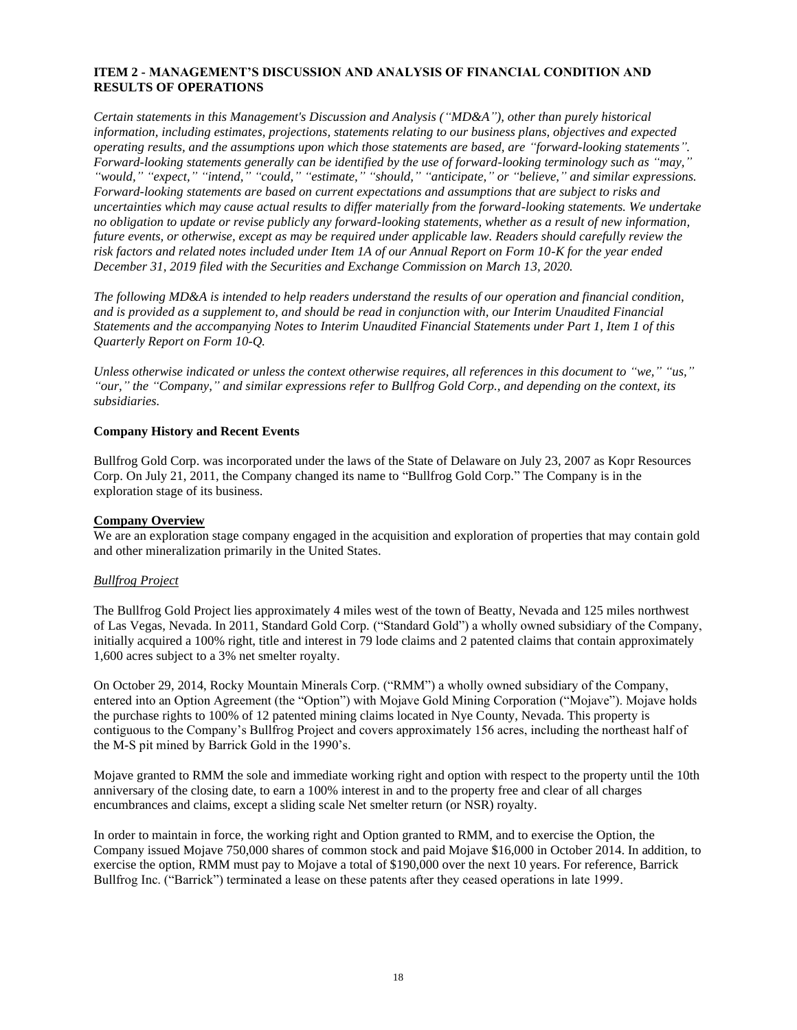## ITEM 2 - MANAGEMENT'S DISCUSSION AND ANALYSIS OF FINANCIAL CONDITION AND RESULTS OF OPERATIONS

*Certain statements in this Management's Discussion and Analysis ("MD&A"), other than purely historical information, including estimates, projections, statements relating to our business plans, objectives and expected operating results, and the assumptions upon which those statements are based, are "forward-looking statements". Forward-looking statements generally can be identified by the use of forward-looking terminology such as "may," "would," "expect," "intend," "could," "estimate," "should," "anticipate," or "believe," and similar expressions. Forward-looking statements are based on current expectations and assumptions that are subject to risks and uncertainties which may cause actual results to differ materially from the forward-looking statements. We undertake no obligation to update or revise publicly any forward-looking statements, whether as a result of new information, future events, or otherwise, except as may be required under applicable law. Readers should carefully review the risk factors and related notes included under Item 1A of our Annual Report on Form 10-K for the year ended December 31, 2019 filed with the Securities and Exchange Commission on March 13, 2020.*

*The following MD&A is intended to help readers understand the results of our operation and financial condition, and is provided as a supplement to, and should be read in conjunction with, our Interim Unaudited Financial Statements and the accompanying Notes to Interim Unaudited Financial Statements under Part 1, Item 1 of this Quarterly Report on Form 10-Q.*

*Unless otherwise indicated or unless the context otherwise requires, all references in this document to "we," "us," "our," the "Company," and similar expressions refer to Bullfrog Gold Corp., and depending on the context, its subsidiaries.*

**Company History and Recent Events**

Bullfrog Gold Corp. was incorporated under the laws of the State of Delaware on July 23, 2007 as Kopr Resources Corp. On July 21, 2011, the Company changed its name to "Bullfrog Gold Corp." The Company is in the exploration stage of its business.

**Company Overview**

We are an exploration stage company engaged in the acquisition and exploration of properties that may contain gold and other mineralization primarily in the United States.

*Bullfrog Project*

The Bullfrog Gold Project lies approximately 4 miles west of the town of Beatty, Nevada and 125 miles northwest of Las Vegas, Nevada. In 2011, Standard Gold Corp. ("Standard Gold") a wholly owned subsidiary of the Company, initially acquired a 100% right, title and interest in 79 lode claims and 2 patented claims that contain approximately 1,600 acres subject to a 3% net smelter royalty.

On October 29, 2014, Rocky Mountain Minerals Corp. ("RMM") a wholly owned subsidiary of the Company, entered into an Option Agreement (the "Option") with Mojave Gold Mining Corporation ("Mojave"). Mojave holds the purchase rights to 100% of 12 patented mining claims located in Nye County, Nevada. This property is contiguous to the Company's Bullfrog Project and covers approximately 156 acres, including the northeast half of the M-S pit mined by Barrick Gold in the 1990's.

Mojave granted to RMM the sole and immediate working right and option with respect to the property until the 10th anniversary of the closing date, to earn a 100% interest in and to the property free and clear of all charges encumbrances and claims, except a sliding scale Net smelter return (or NSR) royalty.

In order to maintain in force, the working right and Option granted to RMM, and to exercise the Option, the Company issued Mojave 750,000 shares of common stock and paid Mojave $16,000 in October 2014. In addition, to exercise the option, RMM must pay to Mojave a total of $190,000 over the next 10 years. For reference, Barrick Bullfrog Inc. ("Barrick") terminated a lease on these patents after they ceased operations in late 1999.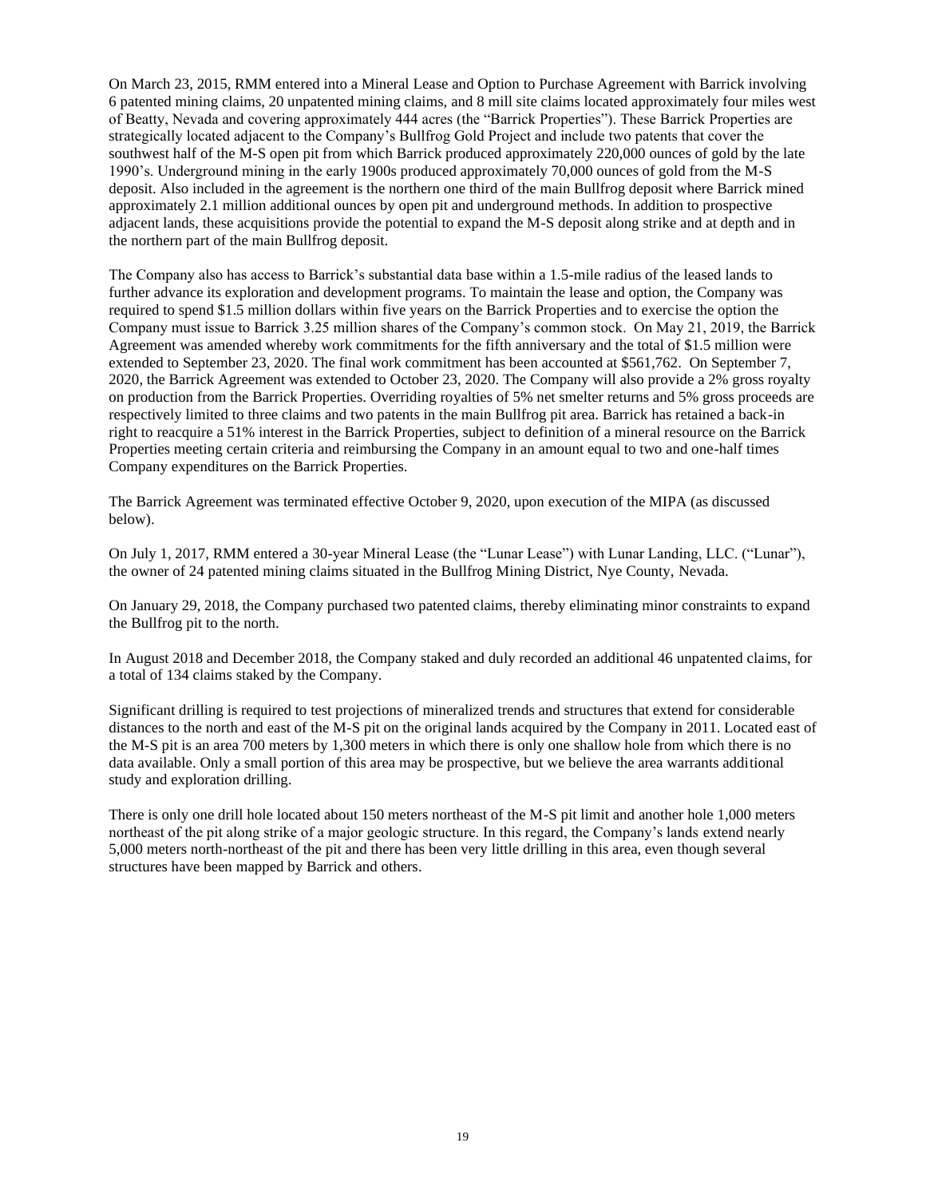On March 23, 2015, RMM entered into a Mineral Lease and Option to Purchase Agreement with Barrick involving 6 patented mining claims, 20 unpatented mining claims, and 8 mill site claims located approximately four miles west of Beatty, Nevada and covering approximately 444 acres (the "Barrick Properties"). These Barrick Properties are strategically located adjacent to the Company's Bullfrog Gold Project and include two patents that cover the southwest half of the M-S open pit from which Barrick produced approximately 220,000 ounces of gold by the late 1990's. Underground mining in the early 1900s produced approximately 70,000 ounces of gold from the M-S deposit. Also included in the agreement is the northern one third of the main Bullfrog deposit where Barrick mined approximately 2.1 million additional ounces by open pit and underground methods. In addition to prospective adjacent lands, these acquisitions provide the potential to expand the M-S deposit along strike and at depth and in the northern part of the main Bullfrog deposit.

The Company also has access to Barrick's substantial data base within a 1.5-mile radius of the leased lands to further advance its exploration and development programs. To maintain the lease and option, the Company was required to spend $1.5 million dollars within five years on the Barrick Properties and to exercise the option the Company must issue to Barrick 3.25 million shares of the Company's common stock. On May 21, 2019, the Barrick Agreement was amended whereby work commitments for the fifth anniversary and the total of $1.5 million were extended to September 23, 2020. The final work commitment has been accounted at $561,762. On September 7, 2020, the Barrick Agreement was extended to October 23, 2020. The Company will also provide a 2% gross royalty on production from the Barrick Properties. Overriding royalties of 5% net smelter returns and 5% gross proceeds are respectively limited to three claims and two patents in the main Bullfrog pit area. Barrick has retained a back-in right to reacquire a 51% interest in the Barrick Properties, subject to definition of a mineral resource on the Barrick Properties meeting certain criteria and reimbursing the Company in an amount equal to two and one-half times Company expenditures on the Barrick Properties.

The Barrick Agreement was terminated effective October 9, 2020, upon execution of the MIPA (as discussed below).

On July 1, 2017, RMM entered a 30-year Mineral Lease (the "Lunar Lease") with Lunar Landing, LLC. ("Lunar"), the owner of 24 patented mining claims situated in the Bullfrog Mining District, Nye County, Nevada.

On January 29, 2018, the Company purchased two patented claims, thereby eliminating minor constraints to expand the Bullfrog pit to the north.

In August 2018 and December 2018, the Company staked and duly recorded an additional 46 unpatented claims, for a total of 134 claims staked by the Company.

Significant drilling is required to test projections of mineralized trends and structures that extend for considerable distances to the north and east of the M-S pit on the original lands acquired by the Company in 2011. Located east of the M-S pit is an area 700 meters by 1,300 meters in which there is only one shallow hole from which there is no data available. Only a small portion of this area may be prospective, but we believe the area warrants additional study and exploration drilling.

There is only one drill hole located about 150 meters northeast of the M-S pit limit and another hole 1,000 meters northeast of the pit along strike of a major geologic structure. In this regard, the Company's lands extend nearly 5,000 meters north-northeast of the pit and there has been very little drilling in this area, even though several structures have been mapped by Barrick and others.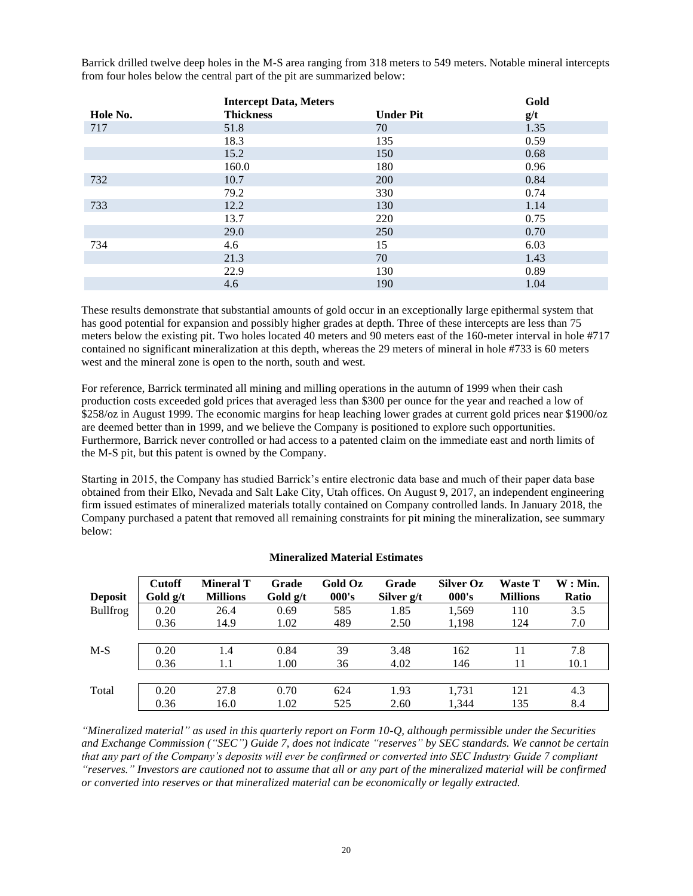Barrick drilled twelve deep holes in the M-S area ranging from 318 meters to 549 meters. Notable mineral intercepts from four holes below the central part of the pit are summarized below:

| Hole No. | Intercept Data, Meters Thickness | Under Pit | Gold g/t |
|---|---|---|---|
| 717 | 51.8 | 70 | 1.35 |
| | 18.3 | 135 | 0.59 |
| | 15.2 | 150 | 0.68 |
| | 160.0 | 180 | 0.96 |
| 732 | 10.7 | 200 | 0.84 |
| | 79.2 | 330 | 0.74 |
| 733 | 12.2 | 130 | 1.14 |
| | 13.7 | 220 | 0.75 |
| | 29.0 | 250 | 0.70 |
| 734 | 4.6 | 15 | 6.03 |
| | 21.3 | 70 | 1.43 |
| | 22.9 | 130 | 0.89 |
| | 4.6 | 190 | 1.04 |

These results demonstrate that substantial amounts of gold occur in an exceptionally large epithermal system that has good potential for expansion and possibly higher grades at depth. Three of these intercepts are less than 75 meters below the existing pit. Two holes located 40 meters and 90 meters east of the 160-meter interval in hole #717 contained no significant mineralization at this depth, whereas the 29 meters of mineral in hole #733 is 60 meters west and the mineral zone is open to the north, south and west.

For reference, Barrick terminated all mining and milling operations in the autumn of 1999 when their cash production costs exceeded gold prices that averaged less than $300 per ounce for the year and reached a low of $258/oz in August 1999. The economic margins for heap leaching lower grades at current gold prices near $1900/oz are deemed better than in 1999, and we believe the Company is positioned to explore such opportunities. Furthermore, Barrick never controlled or had access to a patented claim on the immediate east and north limits of the M-S pit, but this patent is owned by the Company.

Starting in 2015, the Company has studied Barrick's entire electronic data base and much of their paper data base obtained from their Elko, Nevada and Salt Lake City, Utah offices. On August 9, 2017, an independent engineering firm issued estimates of mineralized materials totally contained on Company controlled lands. In January 2018, the Company purchased a patent that removed all remaining constraints for pit mining the mineralization, see summary below:

**Mineralized Material Estimates**

| Deposit | Cutoff Gold g/t | Mineral T Millions | Grade Gold g/t | Gold Oz 000's | Grade Silver g/t | Silver Oz 000's | Waste T Millions | W : Min. Ratio |
|---|---|---|---|---|---|---|---|---|
| Bullfrog | 0.20 | 26.4 | 0.69 | 585 | 1.85 | 1,569 | 110 | 3.5 |
| | 0.36 | 14.9 | 1.02 | 489 | 2.50 | 1,198 | 124 | 7.0 |
| M-S | 0.20 | 1.4 | 0.84 | 39 | 3.48 | 162 | 11 | 7.8 |
| | 0.36 | 1.1 | 1.00 | 36 | 4.02 | 146 | 11 | 10.1 |
| Total | 0.20 | 27.8 | 0.70 | 624 | 1.93 | 1,731 | 121 | 4.3 |
| | 0.36 | 16.0 | 1.02 | 525 | 2.60 | 1,344 | 135 | 8.4 |

*"Mineralized material" as used in this quarterly report on Form 10-Q, although permissible under the Securities and Exchange Commission ("SEC") Guide 7, does not indicate "reserves" by SEC standards. We cannot be certain that any part of the Company's deposits will ever be confirmed or converted into SEC Industry Guide 7 compliant "reserves." Investors are cautioned not to assume that all or any part of the mineralized material will be confirmed or converted into reserves or that mineralized material can be economically or legally extracted.*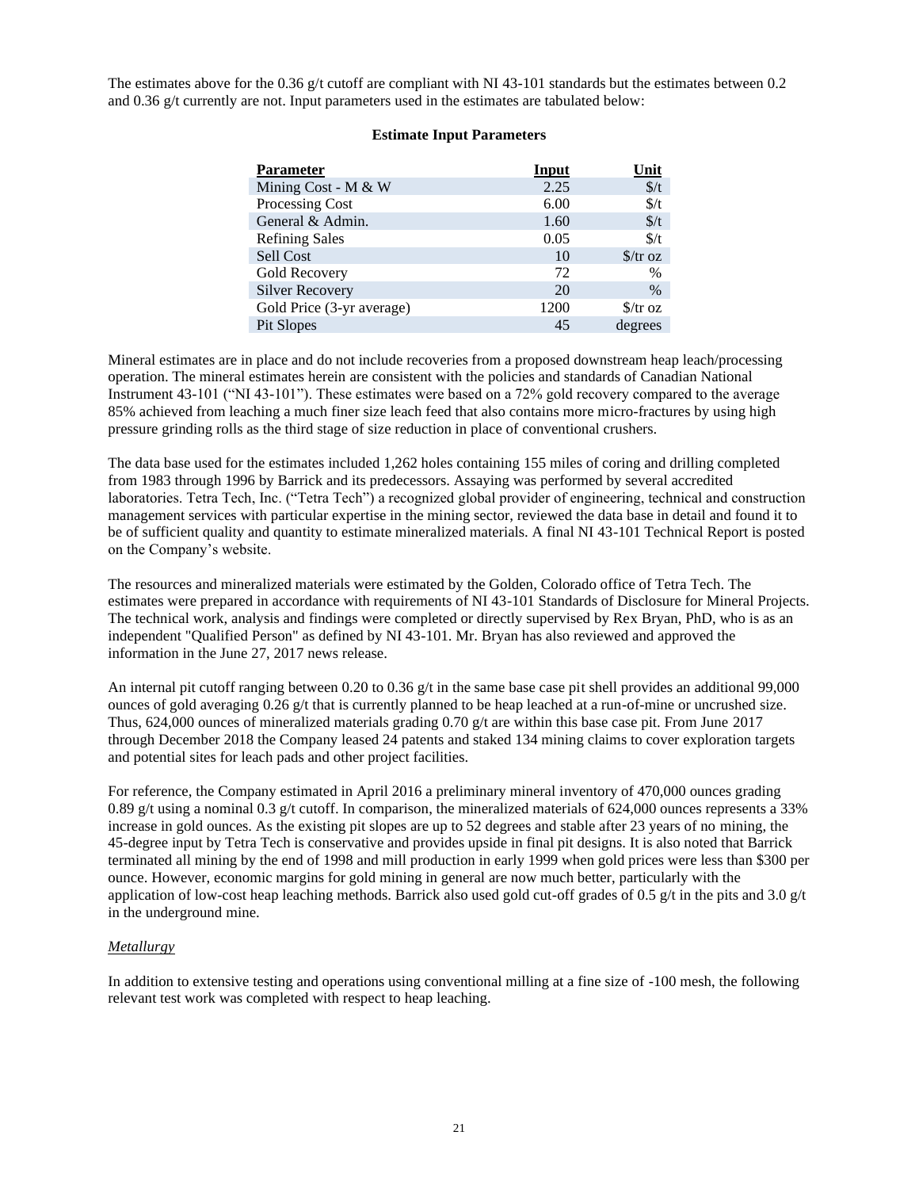The estimates above for the 0.36 g/t cutoff are compliant with NI 43-101 standards but the estimates between 0.2 and 0.36 g/t currently are not. Input parameters used in the estimates are tabulated below:

**Estimate Input Parameters**

| Parameter | Input | Unit |
|---|---|---|
| Mining Cost - M & W | 2.25 | $/t |
| Processing Cost | 6.00 | $/t |
| General & Admin. | 1.60 | $/t |
| Refining Sales | 0.05 | $/t |
| Sell Cost | 10 | $/tr oz |
| Gold Recovery | 72 | % |
| Silver Recovery | 20 | % |
| Gold Price (3-yr average) | 1200 | $/tr oz |
| Pit Slopes | 45 | degrees |

Mineral estimates are in place and do not include recoveries from a proposed downstream heap leach/processing operation. The mineral estimates herein are consistent with the policies and standards of Canadian National Instrument 43-101 ("NI 43-101"). These estimates were based on a 72% gold recovery compared to the average 85% achieved from leaching a much finer size leach feed that also contains more micro-fractures by using high pressure grinding rolls as the third stage of size reduction in place of conventional crushers.

The data base used for the estimates included 1,262 holes containing 155 miles of coring and drilling completed from 1983 through 1996 by Barrick and its predecessors. Assaying was performed by several accredited laboratories. Tetra Tech, Inc. ("Tetra Tech") a recognized global provider of engineering, technical and construction management services with particular expertise in the mining sector, reviewed the data base in detail and found it to be of sufficient quality and quantity to estimate mineralized materials. A final NI 43-101 Technical Report is posted on the Company's website.

The resources and mineralized materials were estimated by the Golden, Colorado office of Tetra Tech. The estimates were prepared in accordance with requirements of NI 43-101 Standards of Disclosure for Mineral Projects. The technical work, analysis and findings were completed or directly supervised by Rex Bryan, PhD, who is as an independent "Qualified Person" as defined by NI 43-101. Mr. Bryan has also reviewed and approved the information in the June 27, 2017 news release.

An internal pit cutoff ranging between 0.20 to 0.36 g/t in the same base case pit shell provides an additional 99,000 ounces of gold averaging 0.26 g/t that is currently planned to be heap leached at a run-of-mine or uncrushed size. Thus, 624,000 ounces of mineralized materials grading 0.70 g/t are within this base case pit. From June 2017 through December 2018 the Company leased 24 patents and staked 134 mining claims to cover exploration targets and potential sites for leach pads and other project facilities.

For reference, the Company estimated in April 2016 a preliminary mineral inventory of 470,000 ounces grading 0.89 g/t using a nominal 0.3 g/t cutoff. In comparison, the mineralized materials of 624,000 ounces represents a 33% increase in gold ounces. As the existing pit slopes are up to 52 degrees and stable after 23 years of no mining, the 45-degree input by Tetra Tech is conservative and provides upside in final pit designs. It is also noted that Barrick terminated all mining by the end of 1998 and mill production in early 1999 when gold prices were less than $300 per ounce. However, economic margins for gold mining in general are now much better, particularly with the application of low-cost heap leaching methods. Barrick also used gold cut-off grades of 0.5 g/t in the pits and 3.0 g/t in the underground mine.

*Metallurgy*

In addition to extensive testing and operations using conventional milling at a fine size of -100 mesh, the following relevant test work was completed with respect to heap leaching.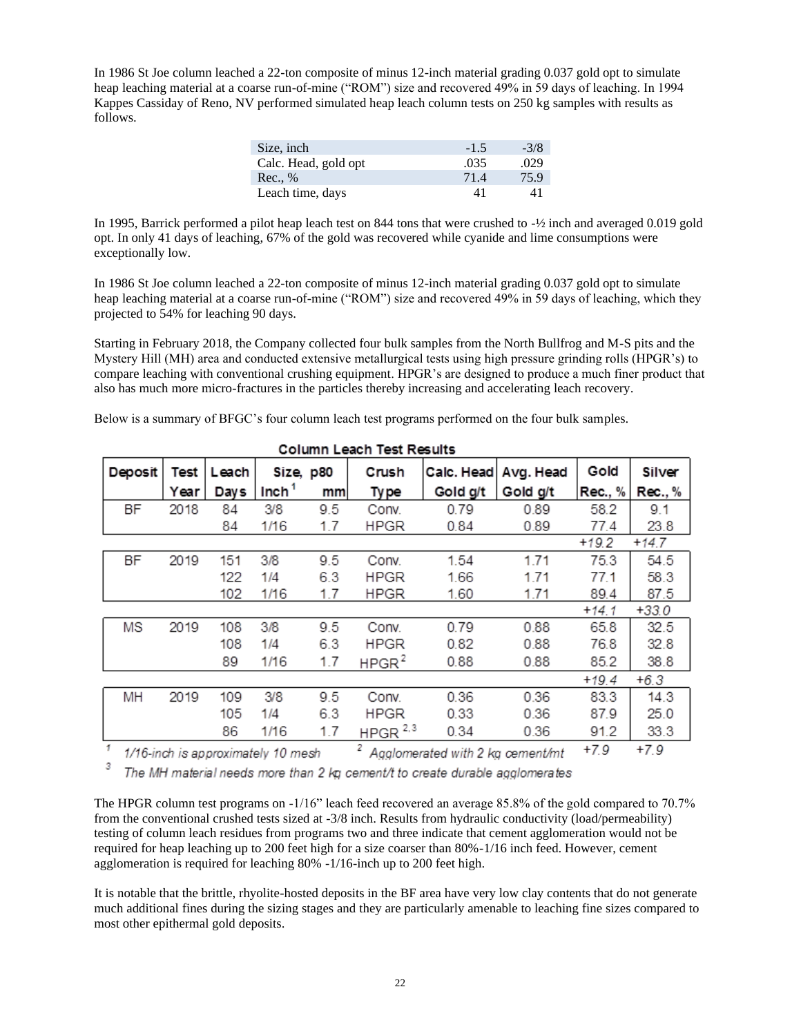In 1986 St Joe column leached a 22-ton composite of minus 12-inch material grading 0.037 gold opt to simulate heap leaching material at a coarse run-of-mine ("ROM") size and recovered 49% in 59 days of leaching. In 1994 Kappes Cassiday of Reno, NV performed simulated heap leach column tests on 250 kg samples with results as follows.

| Size, inch | -1.5 | -3/8 |
|---|---|---|
| Calc. Head, gold opt | .035 | .029 |
| Rec., % | 71.4 | 75.9 |
| Leach time, days | 41 | 41 |

In 1995, Barrick performed a pilot heap leach test on 844 tons that were crushed to -½ inch and averaged 0.019 gold opt. In only 41 days of leaching, 67% of the gold was recovered while cyanide and lime consumptions were exceptionally low.

In 1986 St Joe column leached a 22-ton composite of minus 12-inch material grading 0.037 gold opt to simulate heap leaching material at a coarse run-of-mine ("ROM") size and recovered 49% in 59 days of leaching, which they projected to 54% for leaching 90 days.

Starting in February 2018, the Company collected four bulk samples from the North Bullfrog and M-S pits and the Mystery Hill (MH) area and conducted extensive metallurgical tests using high pressure grinding rolls (HPGR's) to compare leaching with conventional crushing equipment. HPGR's are designed to produce a much finer product that also has much more micro-fractures in the particles thereby increasing and accelerating leach recovery.

Below is a summary of BFGC's four column leach test programs performed on the four bulk samples.

**Column Leach Test Results**

| Deposit | Test Year | Leach Days | Size, p80 Inch[1] | mm | Crush Type | Calc. Head Gold g/t | Avg. Head Gold g/t | Gold Rec., % | Silver Rec., % |
|---|---|---|---|---|---|---|---|---|---|
| BF | 2018 | 84 | 3/8 | 9.5 | Conv. | 0.79 | 0.89 | 58.2 | 9.1 |
| | | 84 | 1/16 | 1.7 | HPGR | 0.84 | 0.89 | 77.4 | 23.8 |
| | | | | | | | | +19.2 | +14.7 |
| BF | 2019 | 151 | 3/8 | 9.5 | Conv. | 1.54 | 1.71 | 75.3 | 54.5 |
| | | 122 | 1/4 | 6.3 | HPGR | 1.66 | 1.71 | 77.1 | 58.3 |
| | | 102 | 1/16 | 1.7 | HPGR | 1.60 | 1.71 | 89.4 | 87.5 |
| | | | | | | | | +14.1 | +33.0 |
| MS | 2019 | 108 | 3/8 | 9.5 | Conv. | 0.79 | 0.88 | 65.8 | 32.5 |
| | | 108 | 1/4 | 6.3 | HPGR | 0.82 | 0.88 | 76.8 | 32.8 |
| | | 89 | 1/16 | 1.7 | HPGR[2] | 0.88 | 0.88 | 85.2 | 38.8 |
| | | | | | | | | +19.4 | +6.3 |
| MH | 2019 | 109 | 3/8 | 9.5 | Conv. | 0.36 | 0.36 | 83.3 | 14.3 |
| | | 105 | 1/4 | 6.3 | HPGR | 0.33 | 0.36 | 87.9 | 25.0 |
| | | 86 | 1/16 | 1.7 | HPGR[2,3] | 0.34 | 0.36 | 91.2 | 33.3 |
| | | | | | | | | +7.9 | +7.9 |

[1] 1/16-inch is approximately 10 mesh [2] Agglomerated with 2 kg cement/mt

[3] The MH material needs more than 2 kg cement/t to create durable agglomerates

The HPGR column test programs on -1/16" leach feed recovered an average 85.8% of the gold compared to 70.7% from the conventional crushed tests sized at -3/8 inch. Results from hydraulic conductivity (load/permeability) testing of column leach residues from programs two and three indicate that cement agglomeration would not be required for heap leaching up to 200 feet high for a size coarser than 80%-1/16 inch feed. However, cement agglomeration is required for leaching 80% -1/16-inch up to 200 feet high.

It is notable that the brittle, rhyolite-hosted deposits in the BF area have very low clay contents that do not generate much additional fines during the sizing stages and they are particularly amenable to leaching fine sizes compared to most other epithermal gold deposits.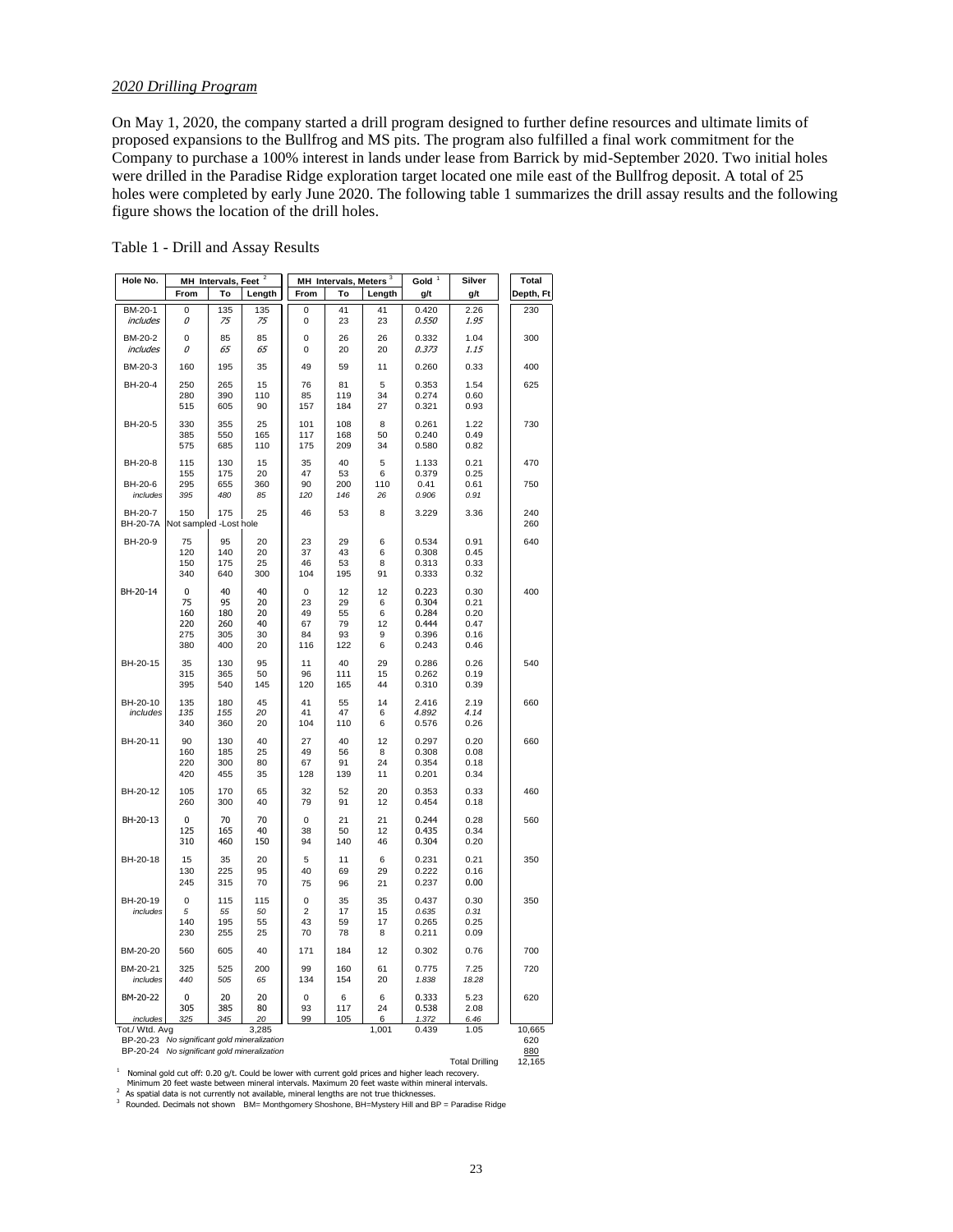*2020 Drilling Program*

On May 1, 2020, the company started a drill program designed to further define resources and ultimate limits of proposed expansions to the Bullfrog and MS pits. The program also fulfilled a final work commitment for the Company to purchase a 100% interest in lands under lease from Barrick by mid-September 2020. Two initial holes were drilled in the Paradise Ridge exploration target located one mile east of the Bullfrog deposit. A total of 25 holes were completed by early June 2020. The following table 1 summarizes the drill assay results and the following figure shows the location of the drill holes.

Table 1 - Drill and Assay Results

| Hole No. | MH Intervals, Feet [2] | | | MH Intervals, Meters [3] | | | Gold [1] | Silver | Total |
|---|---|---|---|---|---|---|---|---|---|
| | From | To | Length | From | To | Length | g/t | g/t | Depth, Ft |
| BM-20-1 | 0 | 135 | 135 | 0 | 41 | 41 | 0.420 | 2.26 | 230 |
| *includes* | *0* | *75* | *75* | 0 | 23 | 23 | *0.550* | *1.95* | |
| BM-20-2 | 0 | 85 | 85 | 0 | 26 | 26 | 0.332 | 1.04 | 300 |
| *includes* | *0* | *65* | *65* | 0 | 20 | 20 | *0.373* | *1.15* | |
| BM-20-3 | 160 | 195 | 35 | 49 | 59 | 11 | 0.260 | 0.33 | 400 |
| BH-20-4 | 250 | 265 | 15 | 76 | 81 | 5 | 0.353 | 1.54 | 625 |
| | 280 | 390 | 110 | 85 | 119 | 34 | 0.274 | 0.60 | |
| | 515 | 605 | 90 | 157 | 184 | 27 | 0.321 | 0.93 | |
| BH-20-5 | 330 | 355 | 25 | 101 | 108 | 8 | 0.261 | 1.22 | 730 |
| | 385 | 550 | 165 | 117 | 168 | 50 | 0.240 | 0.49 | |
| | 575 | 685 | 110 | 175 | 209 | 34 | 0.580 | 0.82 | |
| BH-20-8 | 115 | 130 | 15 | 35 | 40 | 5 | 1.133 | 0.21 | 470 |
| | 155 | 175 | 20 | 47 | 53 | 6 | 0.379 | 0.25 | |
| BH-20-6 | 295 | 655 | 360 | 90 | 200 | 110 | 0.41 | 0.61 | 750 |
| *includes* | *395* | *480* | *85* | *120* | *146* | *26* | *0.906* | *0.91* | |
| BH-20-7 | 150 | 175 | 25 | 46 | 53 | 8 | 3.229 | 3.36 | 240 |
| BH-20-7A | Not sampled -Lost hole | | | | | | | | 260 |
| BH-20-9 | 75 | 95 | 20 | 23 | 29 | 6 | 0.534 | 0.91 | 640 |
| | 120 | 140 | 20 | 37 | 43 | 6 | 0.308 | 0.45 | |
| | 150 | 175 | 25 | 46 | 53 | 8 | 0.313 | 0.33 | |
| | 340 | 640 | 300 | 104 | 195 | 91 | 0.333 | 0.32 | |
| BH-20-14 | 0 | 40 | 40 | 0 | 12 | 12 | 0.223 | 0.30 | 400 |
| | 75 | 95 | 20 | 23 | 29 | 6 | 0.304 | 0.21 | |
| | 160 | 180 | 20 | 49 | 55 | 6 | 0.284 | 0.20 | |
| | 220 | 260 | 40 | 67 | 79 | 12 | 0.444 | 0.47 | |
| | 275 | 305 | 30 | 84 | 93 | 9 | 0.396 | 0.16 | |
| | 380 | 400 | 20 | 116 | 122 | 6 | 0.243 | 0.46 | |
| BH-20-15 | 35 | 130 | 95 | 11 | 40 | 29 | 0.286 | 0.26 | 540 |
| | 315 | 365 | 50 | 96 | 111 | 15 | 0.262 | 0.19 | |
| | 395 | 540 | 145 | 120 | 165 | 44 | 0.310 | 0.39 | |
| BH-20-10 | 135 | 180 | 45 | 41 | 55 | 14 | 2.416 | 2.19 | 660 |
| *includes* | *135* | *155* | *20* | 41 | 47 | 6 | *4.892* | *4.14* | |
| | 340 | 360 | 20 | 104 | 110 | 6 | 0.576 | 0.26 | |
| BH-20-11 | 90 | 130 | 40 | 27 | 40 | 12 | 0.297 | 0.20 | 660 |
| | 160 | 185 | 25 | 49 | 56 | 8 | 0.308 | 0.08 | |
| | 220 | 300 | 80 | 67 | 91 | 24 | 0.354 | 0.18 | |
| | 420 | 455 | 35 | 128 | 139 | 11 | 0.201 | 0.34 | |
| BH-20-12 | 105 | 170 | 65 | 32 | 52 | 20 | 0.353 | 0.33 | 460 |
| | 260 | 300 | 40 | 79 | 91 | 12 | 0.454 | 0.18 | |
| BH-20-13 | 0 | 70 | 70 | 0 | 21 | 21 | 0.244 | 0.28 | 560 |
| | 125 | 165 | 40 | 38 | 50 | 12 | 0.435 | 0.34 | |
| | 310 | 460 | 150 | 94 | 140 | 46 | 0.304 | 0.20 | |
| BH-20-18 | 15 | 35 | 20 | 5 | 11 | 6 | 0.231 | 0.21 | 350 |
| | 130 | 225 | 95 | 40 | 69 | 29 | 0.222 | 0.16 | |
| | 245 | 315 | 70 | 75 | 96 | 21 | 0.237 | 0.00 | |
| BH-20-19 | 0 | 115 | 115 | 0 | 35 | 35 | 0.437 | 0.30 | 350 |
| *includes* | *5* | *55* | *50* | 2 | 17 | 15 | *0.635* | *0.31* | |
| | 140 | 195 | 55 | 43 | 59 | 17 | 0.265 | 0.25 | |
| | 230 | 255 | 25 | 70 | 78 | 8 | 0.211 | 0.09 | |
| BM-20-20 | 560 | 605 | 40 | 171 | 184 | 12 | 0.302 | 0.76 | 700 |
| BM-20-21 | 325 | 525 | 200 | 99 | 160 | 61 | 0.775 | 7.25 | 720 |
| *includes* | *440* | *505* | *65* | 134 | 154 | 20 | *1.838* | *18.28* | |
| BM-20-22 | 0 | 20 | 20 | 0 | 6 | 6 | 0.333 | 5.23 | 620 |
| | 305 | 385 | 80 | 93 | 117 | 24 | 0.538 | 2.08 | |
| *includes* | *325* | *345* | *20* | 99 | 105 | 6 | *1.372* | *6.46* | |
| Tot./ Wtd. Avg | | | 3,285 | | | 1,001 | 0.439 | 1.05 | 10,665 |
| BP-20-23 | *No significant gold mineralization* | | | | | | | | 620 |
| BP-20-24 | *No significant gold mineralization* | | | | | | | | 880 |
| | | | | | | | | Total Drilling | 12,165 |

[1] Nominal gold cut off: 0.20 g/t. Could be lower with current gold prices and higher leach recovery. Minimum 20 feet waste between mineral intervals. Maximum 20 feet waste within mineral intervals.

[2] As spatial data is not currently not available, mineral lengths are not true thicknesses.

[3] Rounded. Decimals not shown BM= Monthgomery Shoshone, BH=Mystery Hill and BP = Paradise Ridge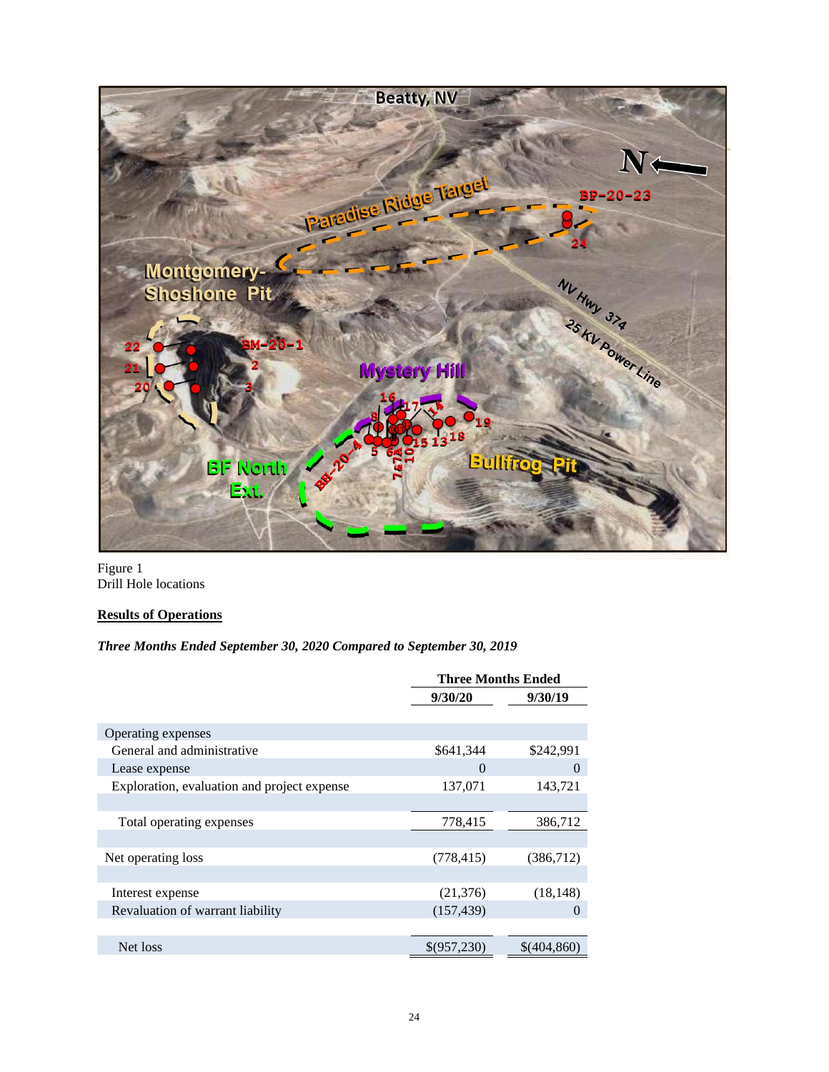Figure 1
Drill Hole locations

**Results of Operations**

***Three Months Ended September 30, 2020 Compared to September 30, 2019***

| | Three Months Ended | |
|---|---|---|
| | 9/30/20 | 9/30/19 |
| Operating expenses | | |
| General and administrative | $641,344 | $242,991 |
| Lease expense | 0 | 0 |
| Exploration, evaluation and project expense | 137,071 | 143,721 |
| Total operating expenses | 778,415 | 386,712 |
| Net operating loss | (778,415) | (386,712) |
| Interest expense | (21,376) | (18,148) |
| Revaluation of warrant liability | (157,439) | 0 |
| Net loss | $(957,230) | $(404,860) |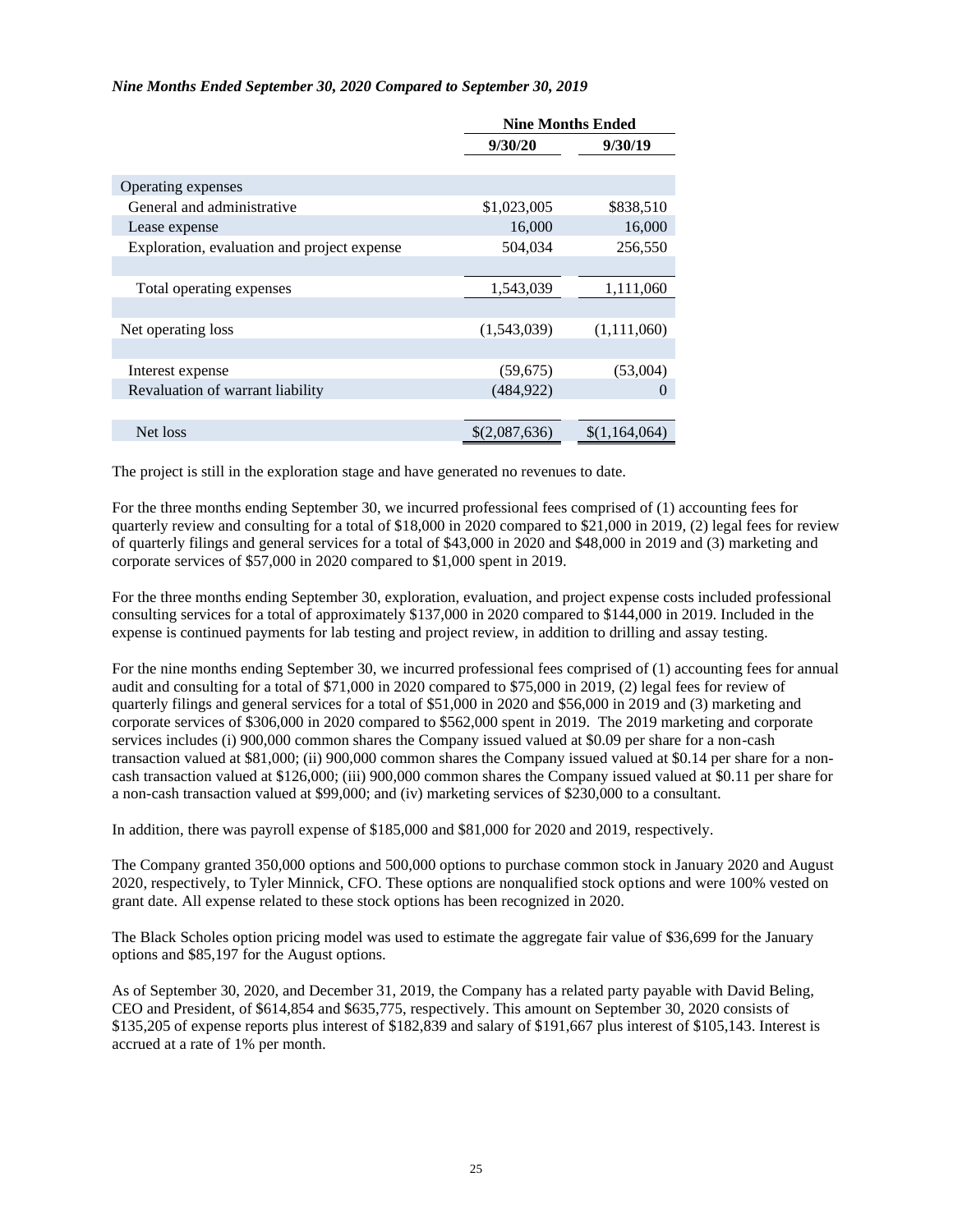*Nine Months Ended September 30, 2020 Compared to September 30, 2019*

| | Nine Months Ended | |
|---|---|---|
| | 9/30/20 | 9/30/19 |
| Operating expenses | | |
| General and administrative | $1,023,005 | $838,510 |
| Lease expense | 16,000 | 16,000 |
| Exploration, evaluation and project expense | 504,034 | 256,550 |
| Total operating expenses | 1,543,039 | 1,111,060 |
| Net operating loss | (1,543,039) | (1,111,060) |
| Interest expense | (59,675) | (53,004) |
| Revaluation of warrant liability | (484,922) | 0 |
| Net loss | $(2,087,636) | $(1,164,064) |

The project is still in the exploration stage and have generated no revenues to date.

For the three months ending September 30, we incurred professional fees comprised of (1) accounting fees for quarterly review and consulting for a total of $18,000 in 2020 compared to $21,000 in 2019, (2) legal fees for review of quarterly filings and general services for a total of $43,000 in 2020 and $48,000 in 2019 and (3) marketing and corporate services of $57,000 in 2020 compared to $1,000 spent in 2019.

For the three months ending September 30, exploration, evaluation, and project expense costs included professional consulting services for a total of approximately $137,000 in 2020 compared to $144,000 in 2019. Included in the expense is continued payments for lab testing and project review, in addition to drilling and assay testing.

For the nine months ending September 30, we incurred professional fees comprised of (1) accounting fees for annual audit and consulting for a total of $71,000 in 2020 compared to $75,000 in 2019, (2) legal fees for review of quarterly filings and general services for a total of $51,000 in 2020 and $56,000 in 2019 and (3) marketing and corporate services of $306,000 in 2020 compared to $562,000 spent in 2019. The 2019 marketing and corporate services includes (i) 900,000 common shares the Company issued valued at $0.09 per share for a non-cash transaction valued at $81,000; (ii) 900,000 common shares the Company issued valued at $0.14 per share for a non-cash transaction valued at $126,000; (iii) 900,000 common shares the Company issued valued at $0.11 per share for a non-cash transaction valued at $99,000; and (iv) marketing services of $230,000 to a consultant.

In addition, there was payroll expense of $185,000 and $81,000 for 2020 and 2019, respectively.

The Company granted 350,000 options and 500,000 options to purchase common stock in January 2020 and August 2020, respectively, to Tyler Minnick, CFO. These options are nonqualified stock options and were 100% vested on grant date. All expense related to these stock options has been recognized in 2020.

The Black Scholes option pricing model was used to estimate the aggregate fair value of $36,699 for the January options and $85,197 for the August options.

As of September 30, 2020, and December 31, 2019, the Company has a related party payable with David Beling, CEO and President, of $614,854 and $635,775, respectively. This amount on September 30, 2020 consists of $135,205 of expense reports plus interest of $182,839 and salary of $191,667 plus interest of $105,143. Interest is accrued at a rate of 1% per month.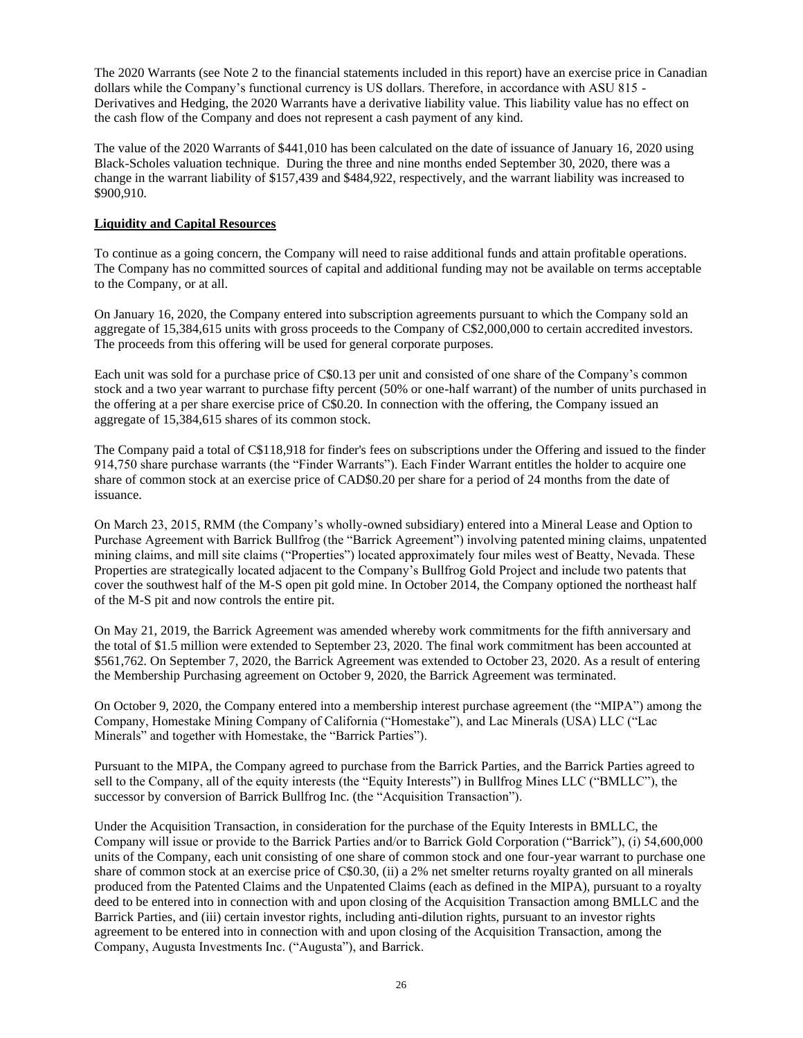The 2020 Warrants (see Note 2 to the financial statements included in this report) have an exercise price in Canadian dollars while the Company's functional currency is US dollars. Therefore, in accordance with ASU 815 - Derivatives and Hedging, the 2020 Warrants have a derivative liability value. This liability value has no effect on the cash flow of the Company and does not represent a cash payment of any kind.

The value of the 2020 Warrants of $441,010 has been calculated on the date of issuance of January 16, 2020 using Black-Scholes valuation technique. During the three and nine months ended September 30, 2020, there was a change in the warrant liability of $157,439 and $484,922, respectively, and the warrant liability was increased to $900,910.

**Liquidity and Capital Resources**

To continue as a going concern, the Company will need to raise additional funds and attain profitable operations. The Company has no committed sources of capital and additional funding may not be available on terms acceptable to the Company, or at all.

On January 16, 2020, the Company entered into subscription agreements pursuant to which the Company sold an aggregate of 15,384,615 units with gross proceeds to the Company of C$2,000,000 to certain accredited investors. The proceeds from this offering will be used for general corporate purposes.

Each unit was sold for a purchase price of C$0.13 per unit and consisted of one share of the Company's common stock and a two year warrant to purchase fifty percent (50% or one-half warrant) of the number of units purchased in the offering at a per share exercise price of C$0.20. In connection with the offering, the Company issued an aggregate of 15,384,615 shares of its common stock.

The Company paid a total of C$118,918 for finder's fees on subscriptions under the Offering and issued to the finder 914,750 share purchase warrants (the "Finder Warrants"). Each Finder Warrant entitles the holder to acquire one share of common stock at an exercise price of CAD$0.20 per share for a period of 24 months from the date of issuance.

On March 23, 2015, RMM (the Company's wholly-owned subsidiary) entered into a Mineral Lease and Option to Purchase Agreement with Barrick Bullfrog (the "Barrick Agreement") involving patented mining claims, unpatented mining claims, and mill site claims ("Properties") located approximately four miles west of Beatty, Nevada. These Properties are strategically located adjacent to the Company's Bullfrog Gold Project and include two patents that cover the southwest half of the M-S open pit gold mine. In October 2014, the Company optioned the northeast half of the M-S pit and now controls the entire pit.

On May 21, 2019, the Barrick Agreement was amended whereby work commitments for the fifth anniversary and the total of $1.5 million were extended to September 23, 2020. The final work commitment has been accounted at $561,762. On September 7, 2020, the Barrick Agreement was extended to October 23, 2020. As a result of entering the Membership Purchasing agreement on October 9, 2020, the Barrick Agreement was terminated.

On October 9, 2020, the Company entered into a membership interest purchase agreement (the "MIPA") among the Company, Homestake Mining Company of California ("Homestake"), and Lac Minerals (USA) LLC ("Lac Minerals" and together with Homestake, the "Barrick Parties").

Pursuant to the MIPA, the Company agreed to purchase from the Barrick Parties, and the Barrick Parties agreed to sell to the Company, all of the equity interests (the "Equity Interests") in Bullfrog Mines LLC ("BMLLC"), the successor by conversion of Barrick Bullfrog Inc. (the "Acquisition Transaction").

Under the Acquisition Transaction, in consideration for the purchase of the Equity Interests in BMLLC, the Company will issue or provide to the Barrick Parties and/or to Barrick Gold Corporation ("Barrick"), (i) 54,600,000 units of the Company, each unit consisting of one share of common stock and one four-year warrant to purchase one share of common stock at an exercise price of C$0.30, (ii) a 2% net smelter returns royalty granted on all minerals produced from the Patented Claims and the Unpatented Claims (each as defined in the MIPA), pursuant to a royalty deed to be entered into in connection with and upon closing of the Acquisition Transaction among BMLLC and the Barrick Parties, and (iii) certain investor rights, including anti-dilution rights, pursuant to an investor rights agreement to be entered into in connection with and upon closing of the Acquisition Transaction, among the Company, Augusta Investments Inc. ("Augusta"), and Barrick.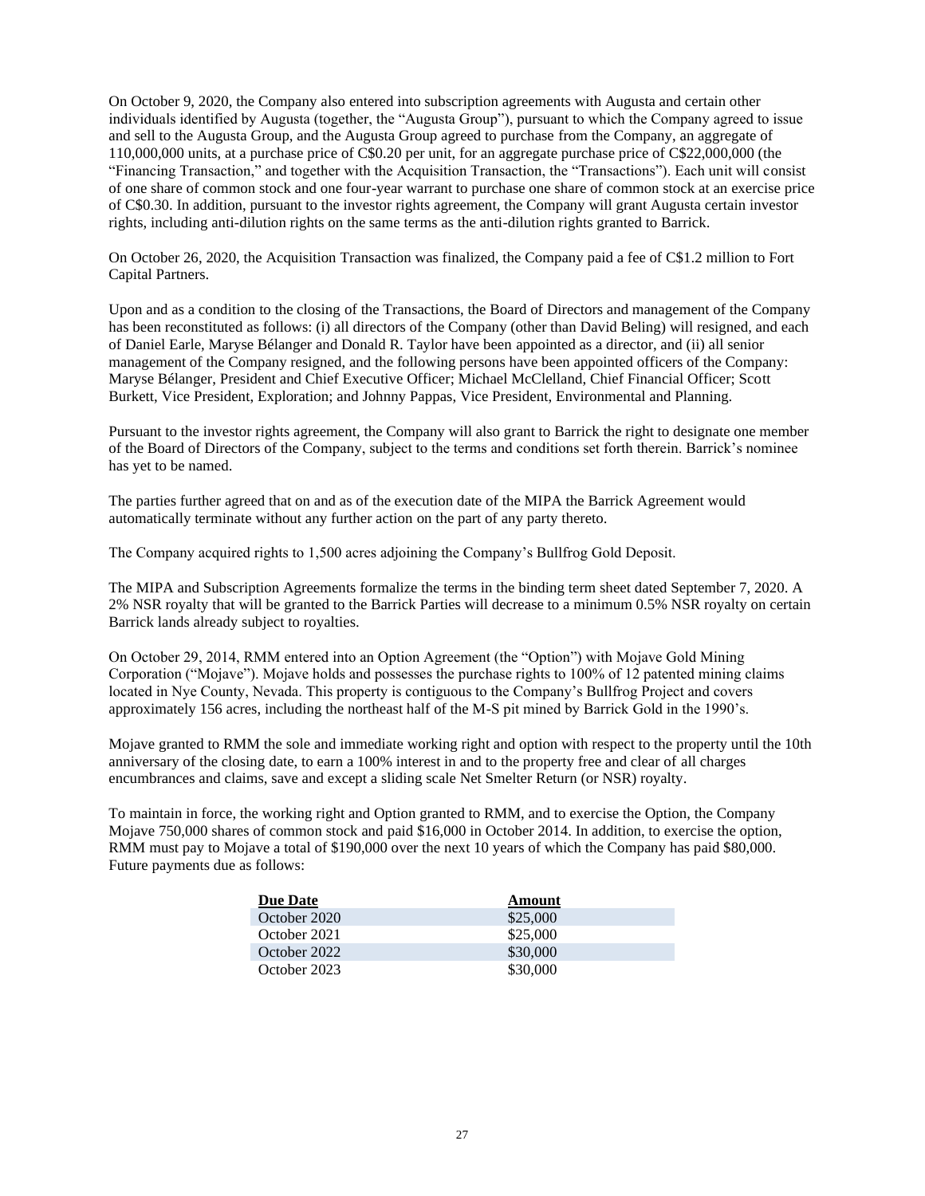On October 9, 2020, the Company also entered into subscription agreements with Augusta and certain other individuals identified by Augusta (together, the “Augusta Group”), pursuant to which the Company agreed to issue and sell to the Augusta Group, and the Augusta Group agreed to purchase from the Company, an aggregate of 110,000,000 units, at a purchase price of C$0.20 per unit, for an aggregate purchase price of C$22,000,000 (the “Financing Transaction,” and together with the Acquisition Transaction, the “Transactions”). Each unit will consist of one share of common stock and one four-year warrant to purchase one share of common stock at an exercise price of C$0.30. In addition, pursuant to the investor rights agreement, the Company will grant Augusta certain investor rights, including anti-dilution rights on the same terms as the anti-dilution rights granted to Barrick.

On October 26, 2020, the Acquisition Transaction was finalized, the Company paid a fee of C$1.2 million to Fort Capital Partners.

Upon and as a condition to the closing of the Transactions, the Board of Directors and management of the Company has been reconstituted as follows: (i) all directors of the Company (other than David Beling) will resigned, and each of Daniel Earle, Maryse Bélanger and Donald R. Taylor have been appointed as a director, and (ii) all senior management of the Company resigned, and the following persons have been appointed officers of the Company: Maryse Bélanger, President and Chief Executive Officer; Michael McClelland, Chief Financial Officer; Scott Burkett, Vice President, Exploration; and Johnny Pappas, Vice President, Environmental and Planning.

Pursuant to the investor rights agreement, the Company will also grant to Barrick the right to designate one member of the Board of Directors of the Company, subject to the terms and conditions set forth therein. Barrick’s nominee has yet to be named.

The parties further agreed that on and as of the execution date of the MIPA the Barrick Agreement would automatically terminate without any further action on the part of any party thereto.

The Company acquired rights to 1,500 acres adjoining the Company’s Bullfrog Gold Deposit.

The MIPA and Subscription Agreements formalize the terms in the binding term sheet dated September 7, 2020. A 2% NSR royalty that will be granted to the Barrick Parties will decrease to a minimum 0.5% NSR royalty on certain Barrick lands already subject to royalties.

On October 29, 2014, RMM entered into an Option Agreement (the “Option”) with Mojave Gold Mining Corporation (“Mojave”). Mojave holds and possesses the purchase rights to 100% of 12 patented mining claims located in Nye County, Nevada. This property is contiguous to the Company’s Bullfrog Project and covers approximately 156 acres, including the northeast half of the M-S pit mined by Barrick Gold in the 1990’s.

Mojave granted to RMM the sole and immediate working right and option with respect to the property until the 10th anniversary of the closing date, to earn a 100% interest in and to the property free and clear of all charges encumbrances and claims, save and except a sliding scale Net Smelter Return (or NSR) royalty.

To maintain in force, the working right and Option granted to RMM, and to exercise the Option, the Company Mojave 750,000 shares of common stock and paid $16,000 in October 2014. In addition, to exercise the option, RMM must pay to Mojave a total of $190,000 over the next 10 years of which the Company has paid $80,000. Future payments due as follows:

| Due Date | Amount |
|---|---|
| October 2020 | $25,000 |
| October 2021 | $25,000 |
| October 2022 | $30,000 |
| October 2023 | $30,000 |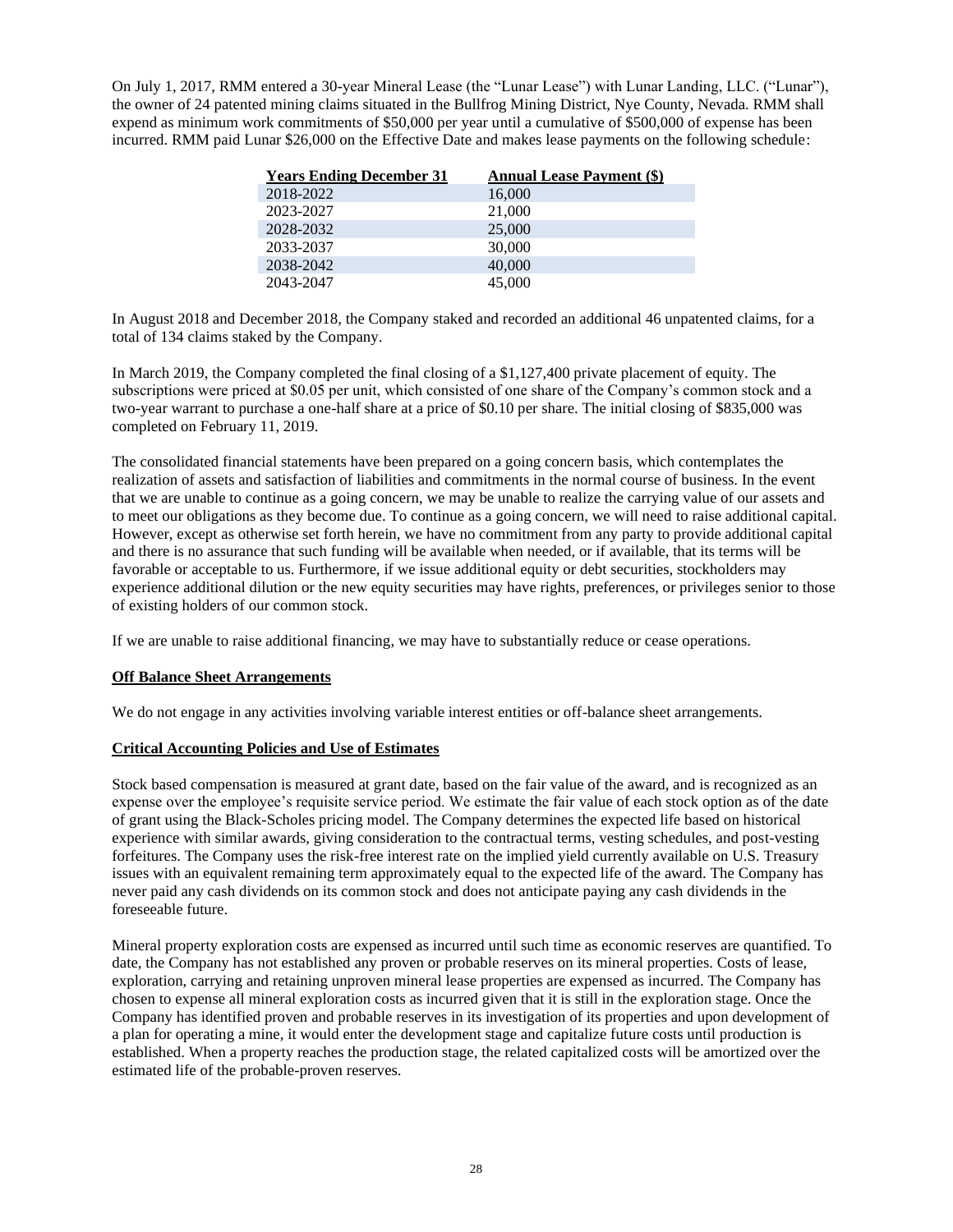On July 1, 2017, RMM entered a 30-year Mineral Lease (the "Lunar Lease") with Lunar Landing, LLC. ("Lunar"), the owner of 24 patented mining claims situated in the Bullfrog Mining District, Nye County, Nevada. RMM shall expend as minimum work commitments of $50,000 per year until a cumulative of $500,000 of expense has been incurred. RMM paid Lunar $26,000 on the Effective Date and makes lease payments on the following schedule:

| Years Ending December 31 | Annual Lease Payment ($) |
|---|---|
| 2018-2022 | 16,000 |
| 2023-2027 | 21,000 |
| 2028-2032 | 25,000 |
| 2033-2037 | 30,000 |
| 2038-2042 | 40,000 |
| 2043-2047 | 45,000 |

In August 2018 and December 2018, the Company staked and recorded an additional 46 unpatented claims, for a total of 134 claims staked by the Company.

In March 2019, the Company completed the final closing of a $1,127,400 private placement of equity. The subscriptions were priced at $0.05 per unit, which consisted of one share of the Company's common stock and a two-year warrant to purchase a one-half share at a price of $0.10 per share. The initial closing of $835,000 was completed on February 11, 2019.

The consolidated financial statements have been prepared on a going concern basis, which contemplates the realization of assets and satisfaction of liabilities and commitments in the normal course of business. In the event that we are unable to continue as a going concern, we may be unable to realize the carrying value of our assets and to meet our obligations as they become due. To continue as a going concern, we will need to raise additional capital. However, except as otherwise set forth herein, we have no commitment from any party to provide additional capital and there is no assurance that such funding will be available when needed, or if available, that its terms will be favorable or acceptable to us. Furthermore, if we issue additional equity or debt securities, stockholders may experience additional dilution or the new equity securities may have rights, preferences, or privileges senior to those of existing holders of our common stock.

If we are unable to raise additional financing, we may have to substantially reduce or cease operations.

**Off Balance Sheet Arrangements**

We do not engage in any activities involving variable interest entities or off-balance sheet arrangements.

**Critical Accounting Policies and Use of Estimates**

Stock based compensation is measured at grant date, based on the fair value of the award, and is recognized as an expense over the employee's requisite service period. We estimate the fair value of each stock option as of the date of grant using the Black-Scholes pricing model. The Company determines the expected life based on historical experience with similar awards, giving consideration to the contractual terms, vesting schedules, and post-vesting forfeitures. The Company uses the risk-free interest rate on the implied yield currently available on U.S. Treasury issues with an equivalent remaining term approximately equal to the expected life of the award. The Company has never paid any cash dividends on its common stock and does not anticipate paying any cash dividends in the foreseeable future.

Mineral property exploration costs are expensed as incurred until such time as economic reserves are quantified. To date, the Company has not established any proven or probable reserves on its mineral properties. Costs of lease, exploration, carrying and retaining unproven mineral lease properties are expensed as incurred. The Company has chosen to expense all mineral exploration costs as incurred given that it is still in the exploration stage. Once the Company has identified proven and probable reserves in its investigation of its properties and upon development of a plan for operating a mine, it would enter the development stage and capitalize future costs until production is established. When a property reaches the production stage, the related capitalized costs will be amortized over the estimated life of the probable-proven reserves.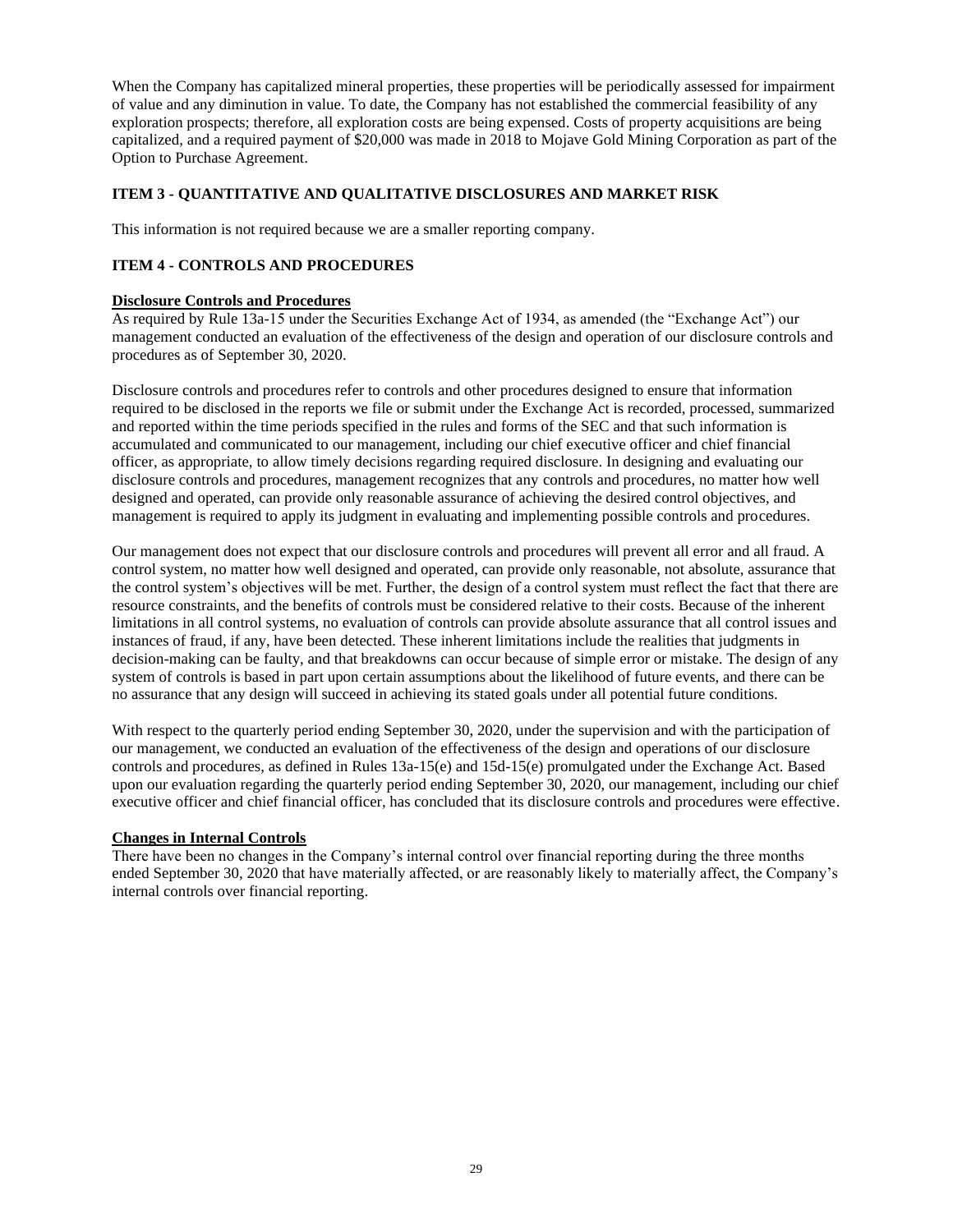When the Company has capitalized mineral properties, these properties will be periodically assessed for impairment of value and any diminution in value. To date, the Company has not established the commercial feasibility of any exploration prospects; therefore, all exploration costs are being expensed. Costs of property acquisitions are being capitalized, and a required payment of $20,000 was made in 2018 to Mojave Gold Mining Corporation as part of the Option to Purchase Agreement.

## ITEM 3 - QUANTITATIVE AND QUALITATIVE DISCLOSURES AND MARKET RISK

This information is not required because we are a smaller reporting company.

## ITEM 4 - CONTROLS AND PROCEDURES

**Disclosure Controls and Procedures**

As required by Rule 13a-15 under the Securities Exchange Act of 1934, as amended (the "Exchange Act") our management conducted an evaluation of the effectiveness of the design and operation of our disclosure controls and procedures as of September 30, 2020.

Disclosure controls and procedures refer to controls and other procedures designed to ensure that information required to be disclosed in the reports we file or submit under the Exchange Act is recorded, processed, summarized and reported within the time periods specified in the rules and forms of the SEC and that such information is accumulated and communicated to our management, including our chief executive officer and chief financial officer, as appropriate, to allow timely decisions regarding required disclosure. In designing and evaluating our disclosure controls and procedures, management recognizes that any controls and procedures, no matter how well designed and operated, can provide only reasonable assurance of achieving the desired control objectives, and management is required to apply its judgment in evaluating and implementing possible controls and procedures.

Our management does not expect that our disclosure controls and procedures will prevent all error and all fraud. A control system, no matter how well designed and operated, can provide only reasonable, not absolute, assurance that the control system's objectives will be met. Further, the design of a control system must reflect the fact that there are resource constraints, and the benefits of controls must be considered relative to their costs. Because of the inherent limitations in all control systems, no evaluation of controls can provide absolute assurance that all control issues and instances of fraud, if any, have been detected. These inherent limitations include the realities that judgments in decision-making can be faulty, and that breakdowns can occur because of simple error or mistake. The design of any system of controls is based in part upon certain assumptions about the likelihood of future events, and there can be no assurance that any design will succeed in achieving its stated goals under all potential future conditions.

With respect to the quarterly period ending September 30, 2020, under the supervision and with the participation of our management, we conducted an evaluation of the effectiveness of the design and operations of our disclosure controls and procedures, as defined in Rules 13a-15(e) and 15d-15(e) promulgated under the Exchange Act. Based upon our evaluation regarding the quarterly period ending September 30, 2020, our management, including our chief executive officer and chief financial officer, has concluded that its disclosure controls and procedures were effective.

**Changes in Internal Controls**

There have been no changes in the Company's internal control over financial reporting during the three months ended September 30, 2020 that have materially affected, or are reasonably likely to materially affect, the Company's internal controls over financial reporting.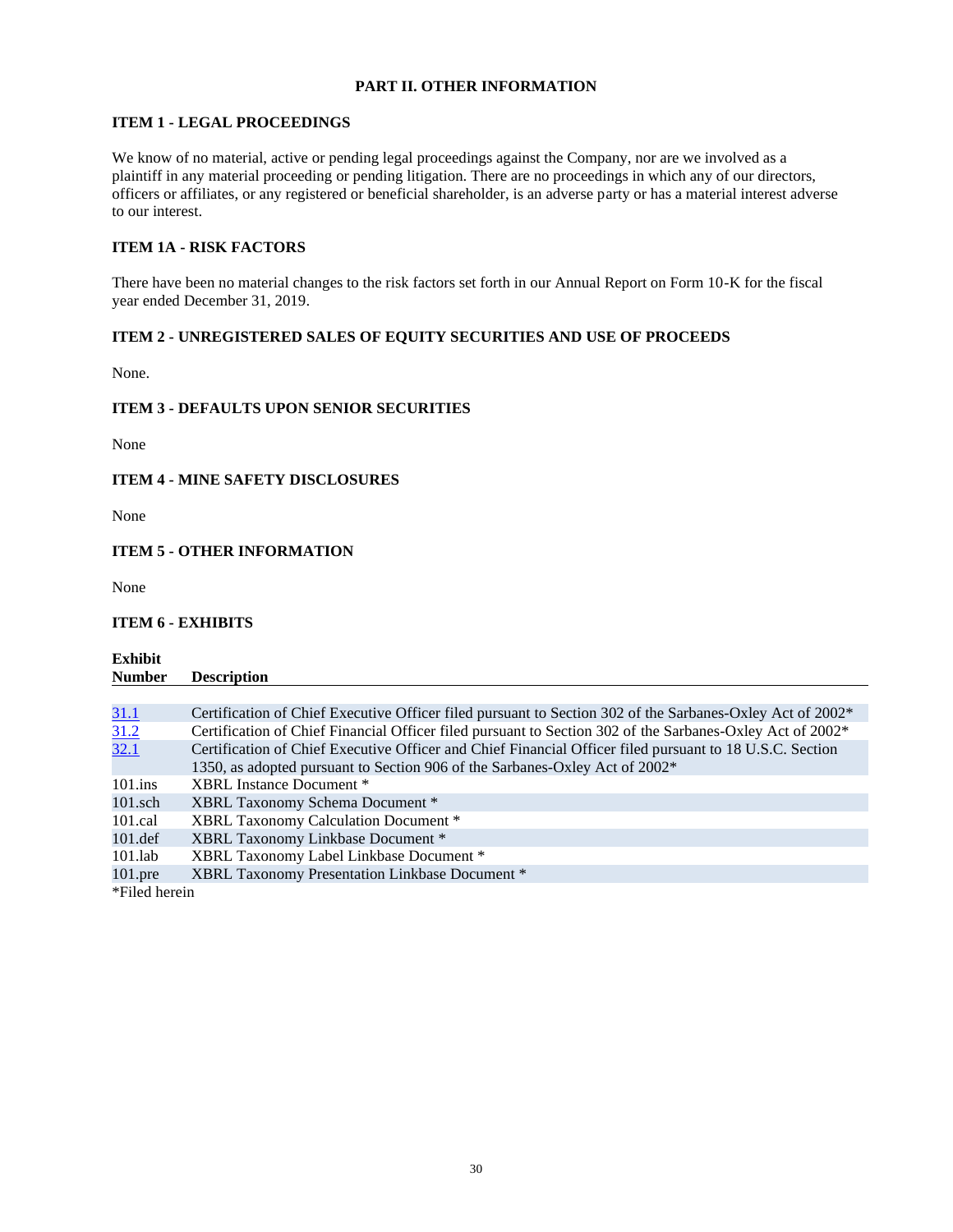# PART II. OTHER INFORMATION

## ITEM 1 - LEGAL PROCEEDINGS

We know of no material, active or pending legal proceedings against the Company, nor are we involved as a plaintiff in any material proceeding or pending litigation. There are no proceedings in which any of our directors, officers or affiliates, or any registered or beneficial shareholder, is an adverse party or has a material interest adverse to our interest.

## ITEM 1A - RISK FACTORS

There have been no material changes to the risk factors set forth in our Annual Report on Form 10-K for the fiscal year ended December 31, 2019.

## ITEM 2 - UNREGISTERED SALES OF EQUITY SECURITIES AND USE OF PROCEEDS

None.

## ITEM 3 - DEFAULTS UPON SENIOR SECURITIES

None

## ITEM 4 - MINE SAFETY DISCLOSURES

None

## ITEM 5 - OTHER INFORMATION

None

## ITEM 6 - EXHIBITS

| Exhibit Number | Description |
|---|---|
| 31.1 | Certification of Chief Executive Officer filed pursuant to Section 302 of the Sarbanes-Oxley Act of 2002* |
| 31.2 | Certification of Chief Financial Officer filed pursuant to Section 302 of the Sarbanes-Oxley Act of 2002* |
| 32.1 | Certification of Chief Executive Officer and Chief Financial Officer filed pursuant to 18 U.S.C. Section 1350, as adopted pursuant to Section 906 of the Sarbanes-Oxley Act of 2002* |
| 101.ins | XBRL Instance Document * |
| 101.sch | XBRL Taxonomy Schema Document * |
| 101.cal | XBRL Taxonomy Calculation Document * |
| 101.def | XBRL Taxonomy Linkbase Document * |
| 101.lab | XBRL Taxonomy Label Linkbase Document * |
| 101.pre | XBRL Taxonomy Presentation Linkbase Document * |

*Filed herein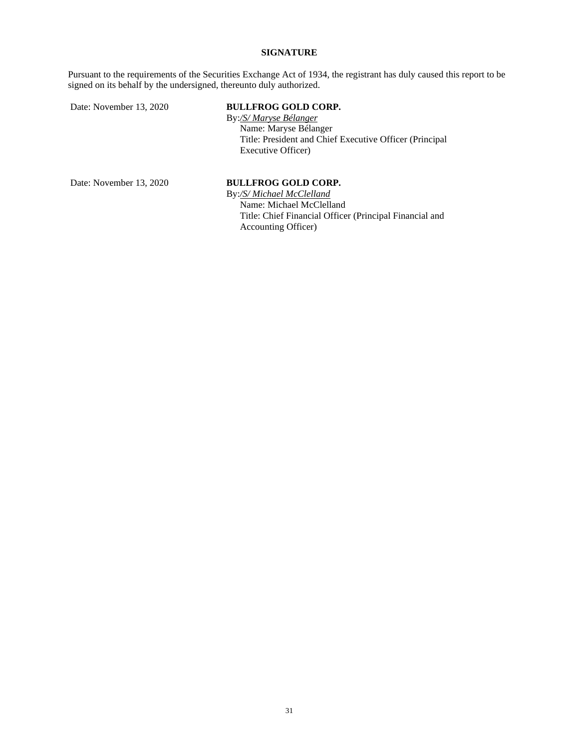**SIGNATURE**

Pursuant to the requirements of the Securities Exchange Act of 1934, the registrant has duly caused this report to be signed on its behalf by the undersigned, thereunto duly authorized.

Date: November 13, 2020

**BULLFROG GOLD CORP.**

By: */S/ Maryse Bélanger*
Name: Maryse Bélanger
Title: President and Chief Executive Officer (Principal Executive Officer)

Date: November 13, 2020

**BULLFROG GOLD CORP.**

By: */S/ Michael McClelland*
Name: Michael McClelland
Title: Chief Financial Officer (Principal Financial and Accounting Officer)